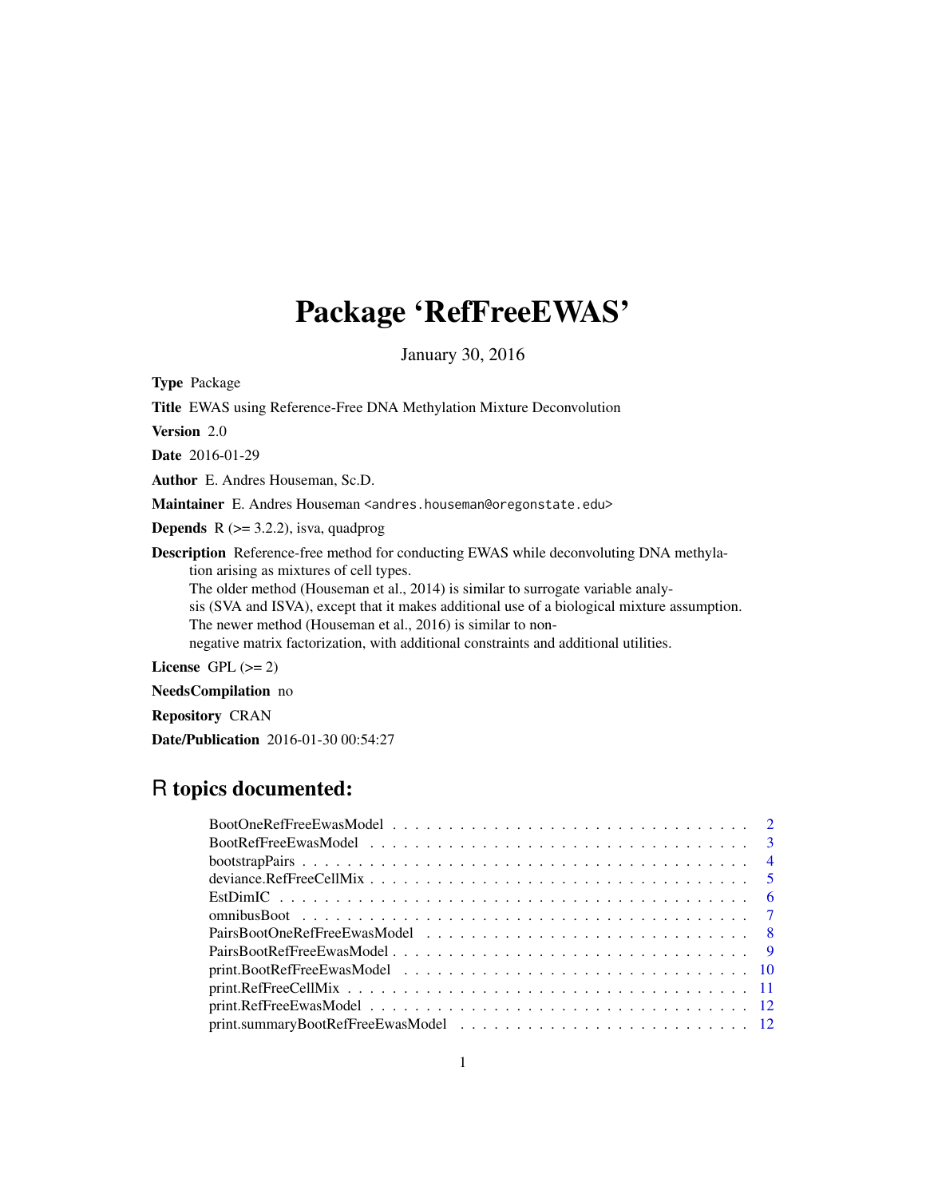# Package 'RefFreeEWAS'

January 30, 2016

**Type** Package

**Title** EWAS using Reference-Free DNA Methylation Mixture Deconvolution

**Version** 2.0

**Date** 2016-01-29

**Author** E. Andres Houseman, Sc.D.

**Maintainer** E. Andres Houseman <andres.houseman@oregonstate.edu>

**Depends** R (>= 3.2.2), isva, quadprog

**Description** Reference-free method for conducting EWAS while deconvoluting DNA methylation arising as mixtures of cell types.
The older method (Houseman et al., 2014) is similar to surrogate variable analysis (SVA and ISVA), except that it makes additional use of a biological mixture assumption.
The newer method (Houseman et al., 2016) is similar to non-negative matrix factorization, with additional constraints and additional utilities.

**License** GPL (>= 2)

**NeedsCompilation** no

**Repository** CRAN

**Date/Publication** 2016-01-30 00:54:27

## R topics documented:

| | |
|---|---|
| BootOneRefFreeEwasModel | 2 |
| BootRefFreeEwasModel | 3 |
| bootstrapPairs | 4 |
| deviance.RefFreeCellMix | 5 |
| EstDimIC | 6 |
| omnibusBoot | 7 |
| PairsBootOneRefFreeEwasModel | 8 |
| PairsBootRefFreeEwasModel | 9 |
| print.BootRefFreeEwasModel | 10 |
| print.RefFreeCellMix | 11 |
| print.RefFreeEwasModel | 12 |
| print.summaryBootRefFreeEwasModel | 12 |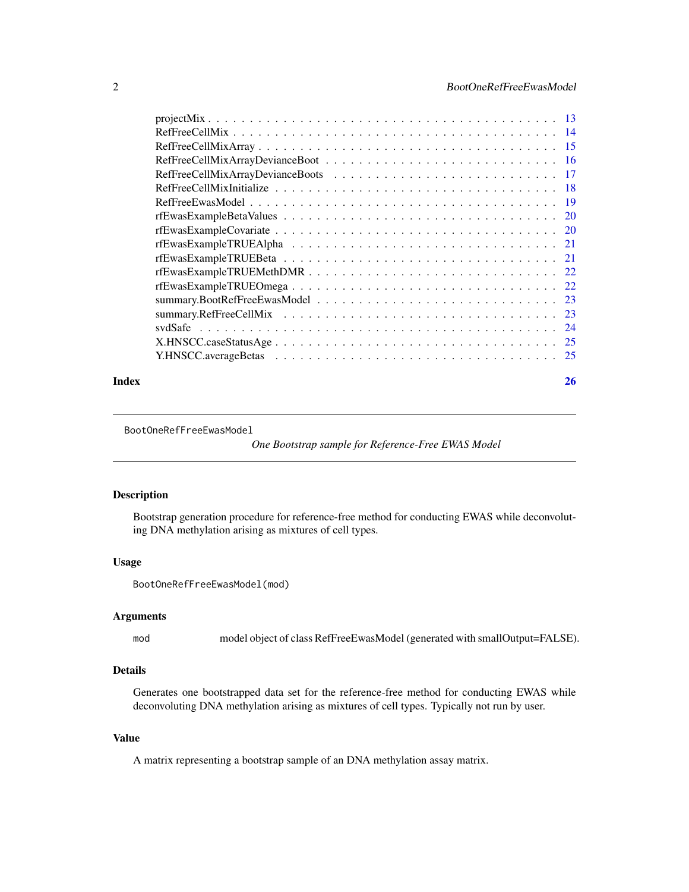projectMix . . . . . . . . . . . . . . . . . . . . . . . . . . . . . . . . . . . . . . . 13
RefFreeCellMix . . . . . . . . . . . . . . . . . . . . . . . . . . . . . . . . . . . . . 14
RefFreeCellMixArray . . . . . . . . . . . . . . . . . . . . . . . . . . . . . . . . . . 15
RefFreeCellMixArrayDevianceBoot . . . . . . . . . . . . . . . . . . . . . . . . . . 16
RefFreeCellMixArrayDevianceBoots . . . . . . . . . . . . . . . . . . . . . . . . . 17
RefFreeCellMixInitialize . . . . . . . . . . . . . . . . . . . . . . . . . . . . . . . 18
RefFreeEwasModel . . . . . . . . . . . . . . . . . . . . . . . . . . . . . . . . . . . 19
rfEwasExampleBetaValues . . . . . . . . . . . . . . . . . . . . . . . . . . . . . . 20
rfEwasExampleCovariate . . . . . . . . . . . . . . . . . . . . . . . . . . . . . . . 20
rfEwasExampleTRUEAlpha . . . . . . . . . . . . . . . . . . . . . . . . . . . . . . 21
rfEwasExampleTRUEBeta . . . . . . . . . . . . . . . . . . . . . . . . . . . . . . . 21
rfEwasExampleTRUEMethDMR . . . . . . . . . . . . . . . . . . . . . . . . . . . . 22
rfEwasExampleTRUEOmega . . . . . . . . . . . . . . . . . . . . . . . . . . . . . . 22
summary.BootRefFreeEwasModel . . . . . . . . . . . . . . . . . . . . . . . . . . 23
summary.RefFreeCellMix . . . . . . . . . . . . . . . . . . . . . . . . . . . . . . . 23
svdSafe . . . . . . . . . . . . . . . . . . . . . . . . . . . . . . . . . . . . . . . . . 24
X.HNSCC.caseStatusAge . . . . . . . . . . . . . . . . . . . . . . . . . . . . . . . 25
Y.HNSCC.averageBetas . . . . . . . . . . . . . . . . . . . . . . . . . . . . . . . . 25

**Index** 26

---

## BootOneRefFreeEwasModel

*One Bootstrap sample for Reference-Free EWAS Model*

---

### Description

Bootstrap generation procedure for reference-free method for conducting EWAS while deconvoluting DNA methylation arising as mixtures of cell types.

### Usage

```
BootOneRefFreeEwasModel(mod)
```

### Arguments

| | |
|---|---|
| mod | model object of class RefFreeEwasModel (generated with smallOutput=FALSE). |

### Details

Generates one bootstrapped data set for the reference-free method for conducting EWAS while deconvoluting DNA methylation arising as mixtures of cell types. Typically not run by user.

### Value

A matrix representing a bootstrap sample of an DNA methylation assay matrix.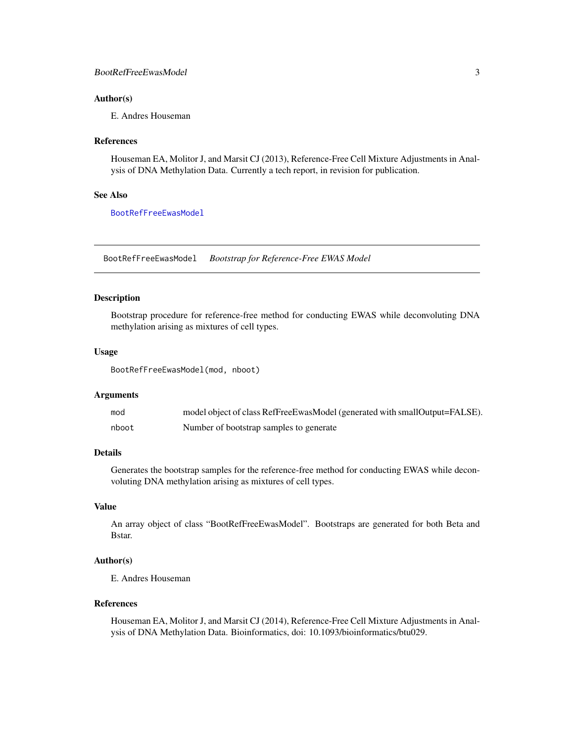### Author(s)

E. Andres Houseman

### References

Houseman EA, Molitor J, and Marsit CJ (2013), Reference-Free Cell Mixture Adjustments in Analysis of DNA Methylation Data. Currently a tech report, in revision for publication.

### See Also

BootRefFreeEwasModel

---

## BootRefFreeEwasModel *Bootstrap for Reference-Free EWAS Model*

### Description

Bootstrap procedure for reference-free method for conducting EWAS while deconvoluting DNA methylation arising as mixtures of cell types.

### Usage

```
BootRefFreeEwasModel(mod, nboot)
```

### Arguments

| | |
|---|---|
| `mod` | model object of class RefFreeEwasModel (generated with smallOutput=FALSE). |
| `nboot` | Number of bootstrap samples to generate |

### Details

Generates the bootstrap samples for the reference-free method for conducting EWAS while deconvoluting DNA methylation arising as mixtures of cell types.

### Value

An array object of class "BootRefFreeEwasModel". Bootstraps are generated for both Beta and Bstar.

### Author(s)

E. Andres Houseman

### References

Houseman EA, Molitor J, and Marsit CJ (2014), Reference-Free Cell Mixture Adjustments in Analysis of DNA Methylation Data. Bioinformatics, doi: 10.1093/bioinformatics/btu029.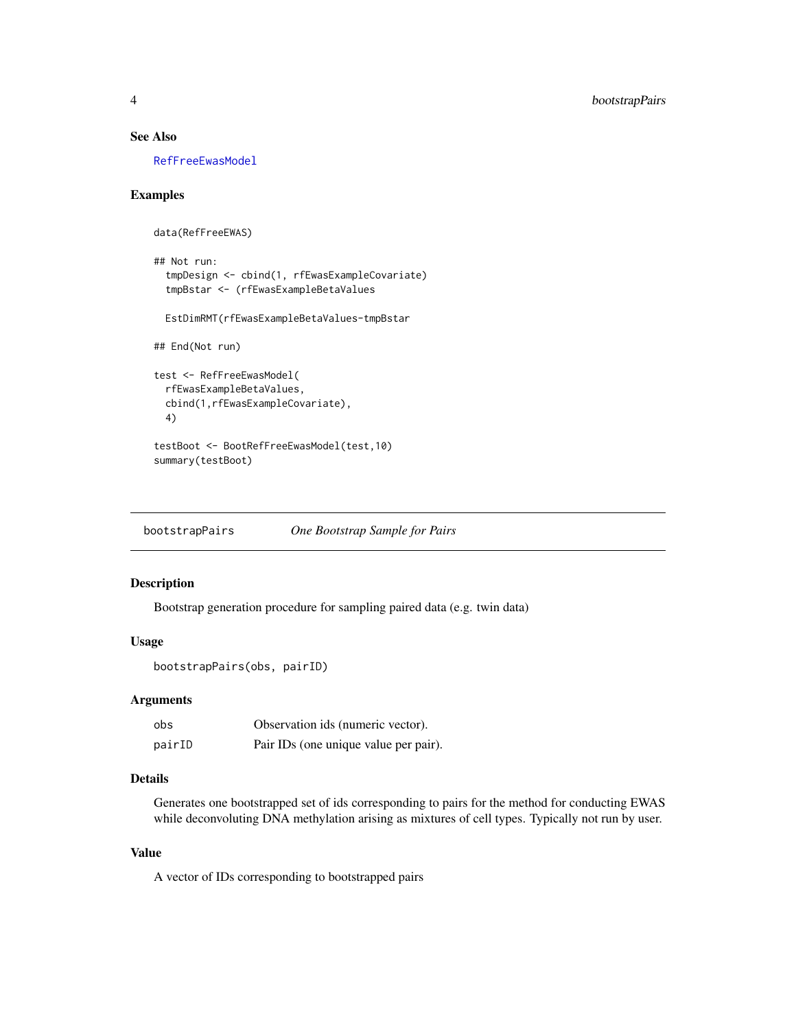### See Also

RefFreeEwasModel

### Examples

```
data(RefFreeEWAS)

## Not run:
  tmpDesign <- cbind(1, rfEwasExampleCovariate)
  tmpBstar <- (rfEwasExampleBetaValues

  EstDimRMT(rfEwasExampleBetaValues-tmpBstar

## End(Not run)

test <- RefFreeEwasModel(
  rfEwasExampleBetaValues,
  cbind(1,rfEwasExampleCovariate),
  4)

testBoot <- BootRefFreeEwasModel(test,10)
summary(testBoot)
```

---

## bootstrapPairs *One Bootstrap Sample for Pairs*

### Description

Bootstrap generation procedure for sampling paired data (e.g. twin data)

### Usage

```
bootstrapPairs(obs, pairID)
```

### Arguments

| | |
|---|---|
| obs | Observation ids (numeric vector). |
| pairID | Pair IDs (one unique value per pair). |

### Details

Generates one bootstrapped set of ids corresponding to pairs for the method for conducting EWAS while deconvoluting DNA methylation arising as mixtures of cell types. Typically not run by user.

### Value

A vector of IDs corresponding to bootstrapped pairs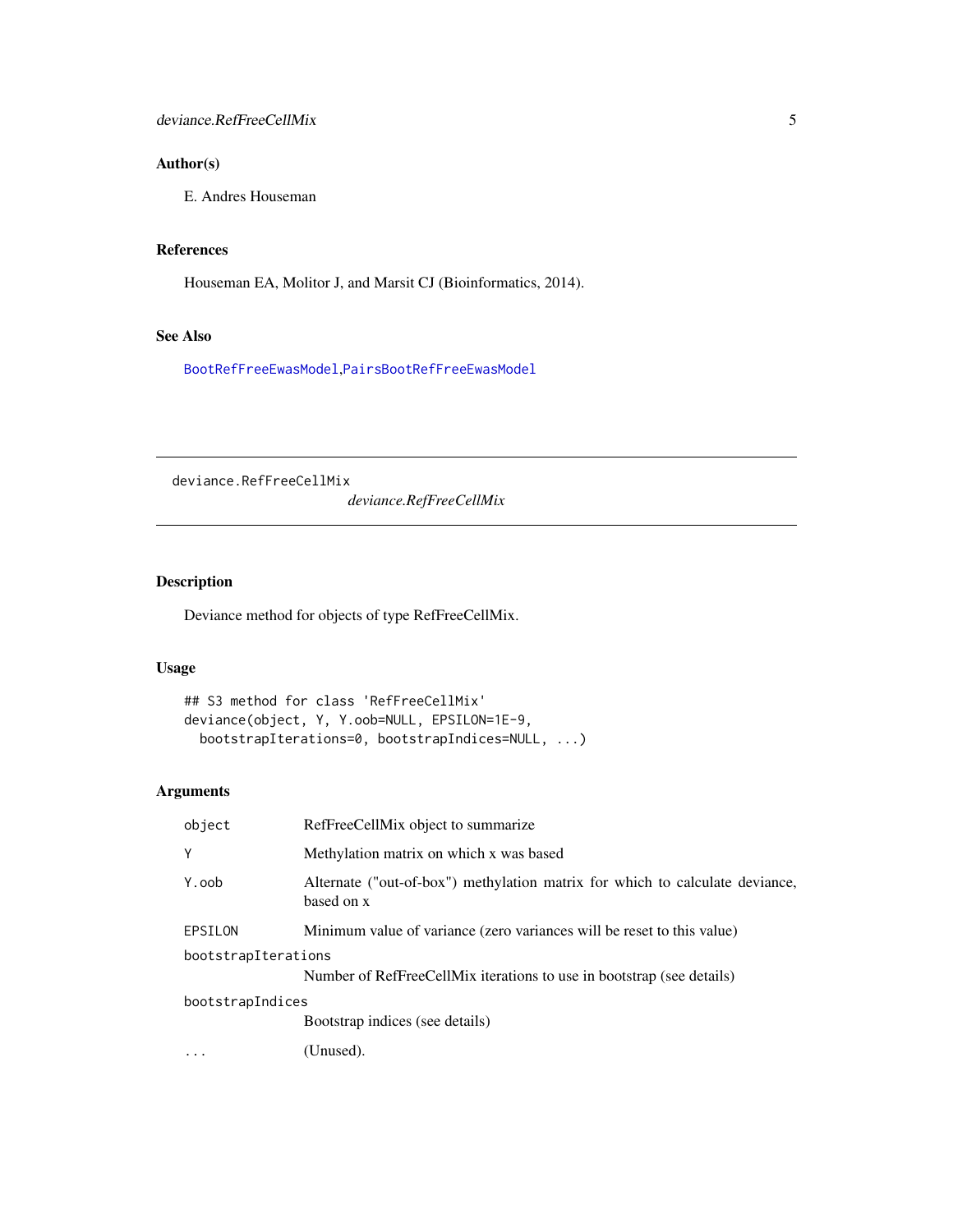## Author(s)

E. Andres Houseman

## References

Houseman EA, Molitor J, and Marsit CJ (Bioinformatics, 2014).

## See Also

BootRefFreeEwasModel,PairsBootRefFreeEwasModel

---

# deviance.RefFreeCellMix

*deviance.RefFreeCellMix*

---

## Description

Deviance method for objects of type RefFreeCellMix.

## Usage

```
## S3 method for class 'RefFreeCellMix'
deviance(object, Y, Y.oob=NULL, EPSILON=1E-9,
  bootstrapIterations=0, bootstrapIndices=NULL, ...)
```

## Arguments

| | |
|---|---|
| object | RefFreeCellMix object to summarize |
| Y | Methylation matrix on which x was based |
| Y.oob | Alternate ("out-of-box") methylation matrix for which to calculate deviance, based on x |
| EPSILON | Minimum value of variance (zero variances will be reset to this value) |
| bootstrapIterations | Number of RefFreeCellMix iterations to use in bootstrap (see details) |
| bootstrapIndices | Bootstrap indices (see details) |
| ... | (Unused). |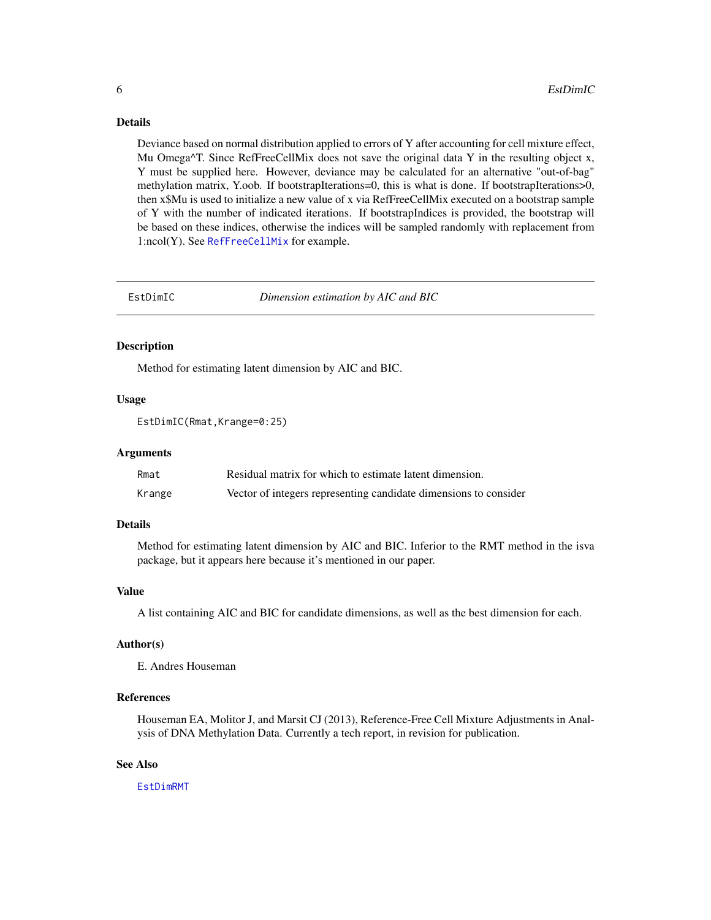### Details

Deviance based on normal distribution applied to errors of Y after accounting for cell mixture effect, Mu Omega^T. Since RefFreeCellMix does not save the original data Y in the resulting object x, Y must be supplied here. However, deviance may be calculated for an alternative "out-of-bag" methylation matrix, Y.oob. If bootstrapIterations=0, this is what is done. If bootstrapIterations>0, then x$Mu is used to initialize a new value of x via RefFreeCellMix executed on a bootstrap sample of Y with the number of indicated iterations. If bootstrapIndices is provided, the bootstrap will be based on these indices, otherwise the indices will be sampled randomly with replacement from 1:ncol(Y). See RefFreeCellMix for example.

---

## EstDimIC — *Dimension estimation by AIC and BIC*

### Description

Method for estimating latent dimension by AIC and BIC.

### Usage

```
EstDimIC(Rmat,Krange=0:25)
```

### Arguments

| | |
|---|---|
| Rmat | Residual matrix for which to estimate latent dimension. |
| Krange | Vector of integers representing candidate dimensions to consider |

### Details

Method for estimating latent dimension by AIC and BIC. Inferior to the RMT method in the isva package, but it appears here because it's mentioned in our paper.

### Value

A list containing AIC and BIC for candidate dimensions, as well as the best dimension for each.

### Author(s)

E. Andres Houseman

### References

Houseman EA, Molitor J, and Marsit CJ (2013), Reference-Free Cell Mixture Adjustments in Analysis of DNA Methylation Data. Currently a tech report, in revision for publication.

### See Also

EstDimRMT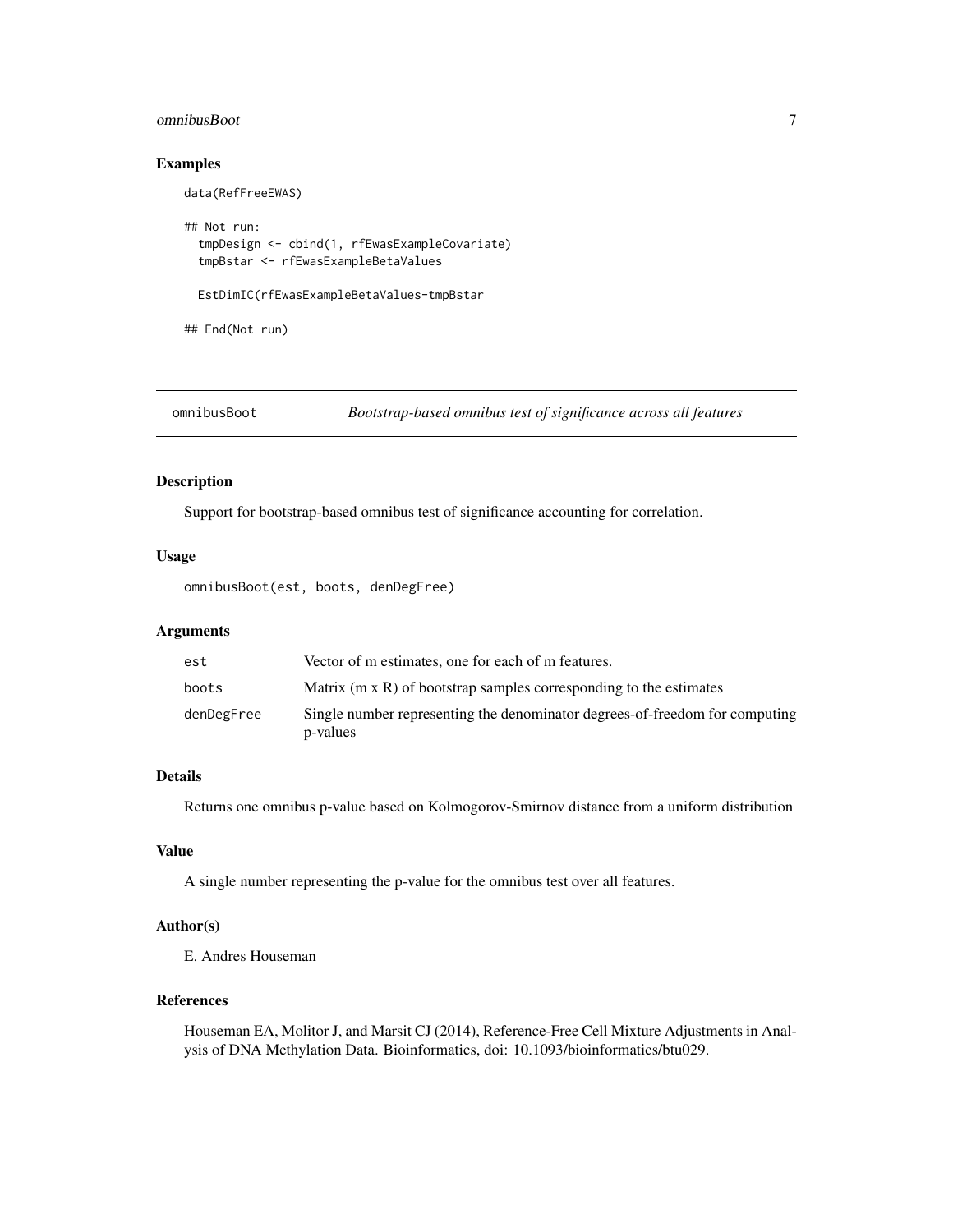## Examples

```
data(RefFreeEWAS)

## Not run:
  tmpDesign <- cbind(1, rfEwasExampleCovariate)
  tmpBstar <- rfEwasExampleBetaValues

  EstDimIC(rfEwasExampleBetaValues-tmpBstar

## End(Not run)
```

---

# omnibusBoot — *Bootstrap-based omnibus test of significance across all features*

## Description

Support for bootstrap-based omnibus test of significance accounting for correlation.

## Usage

```
omnibusBoot(est, boots, denDegFree)
```

## Arguments

| | |
|---|---|
| `est` | Vector of m estimates, one for each of m features. |
| `boots` | Matrix (m x R) of bootstrap samples corresponding to the estimates |
| `denDegFree` | Single number representing the denominator degrees-of-freedom for computing p-values |

## Details

Returns one omnibus p-value based on Kolmogorov-Smirnov distance from a uniform distribution

## Value

A single number representing the p-value for the omnibus test over all features.

## Author(s)

E. Andres Houseman

## References

Houseman EA, Molitor J, and Marsit CJ (2014), Reference-Free Cell Mixture Adjustments in Analysis of DNA Methylation Data. Bioinformatics, doi: 10.1093/bioinformatics/btu029.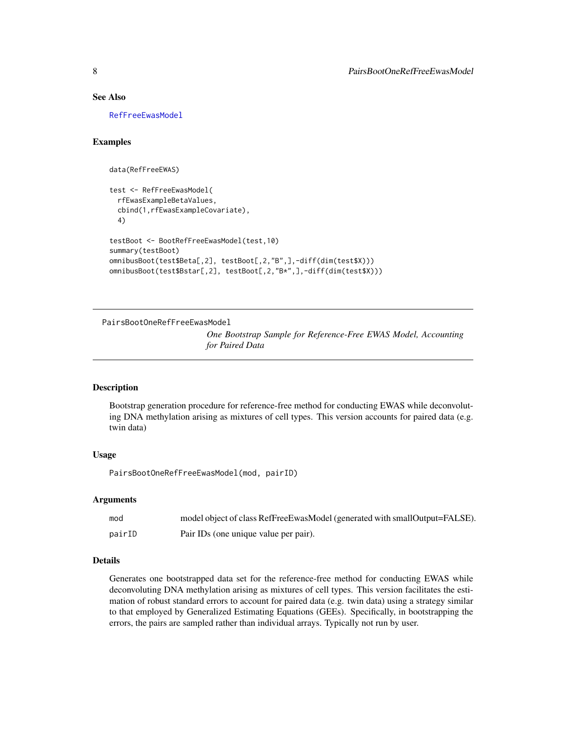### See Also

RefFreeEwasModel

### Examples

```
data(RefFreeEWAS)

test <- RefFreeEwasModel(
  rfEwasExampleBetaValues,
  cbind(1,rfEwasExampleCovariate),
  4)

testBoot <- BootRefFreeEwasModel(test,10)
summary(testBoot)
omnibusBoot(test$Beta[,2], testBoot[,2,"B",],-diff(dim(test$X)))
omnibusBoot(test$Bstar[,2], testBoot[,2,"B*",],-diff(dim(test$X)))
```

---

## PairsBootOneRefFreeEwasModel

*One Bootstrap Sample for Reference-Free EWAS Model, Accounting for Paired Data*

---

### Description

Bootstrap generation procedure for reference-free method for conducting EWAS while deconvoluting DNA methylation arising as mixtures of cell types. This version accounts for paired data (e.g. twin data)

### Usage

```
PairsBootOneRefFreeEwasModel(mod, pairID)
```

### Arguments

| | |
|---|---|
| mod | model object of class RefFreeEwasModel (generated with smallOutput=FALSE). |
| pairID | Pair IDs (one unique value per pair). |

### Details

Generates one bootstrapped data set for the reference-free method for conducting EWAS while deconvoluting DNA methylation arising as mixtures of cell types. This version facilitates the estimation of robust standard errors to account for paired data (e.g. twin data) using a strategy similar to that employed by Generalized Estimating Equations (GEEs). Specifically, in bootstrapping the errors, the pairs are sampled rather than individual arrays. Typically not run by user.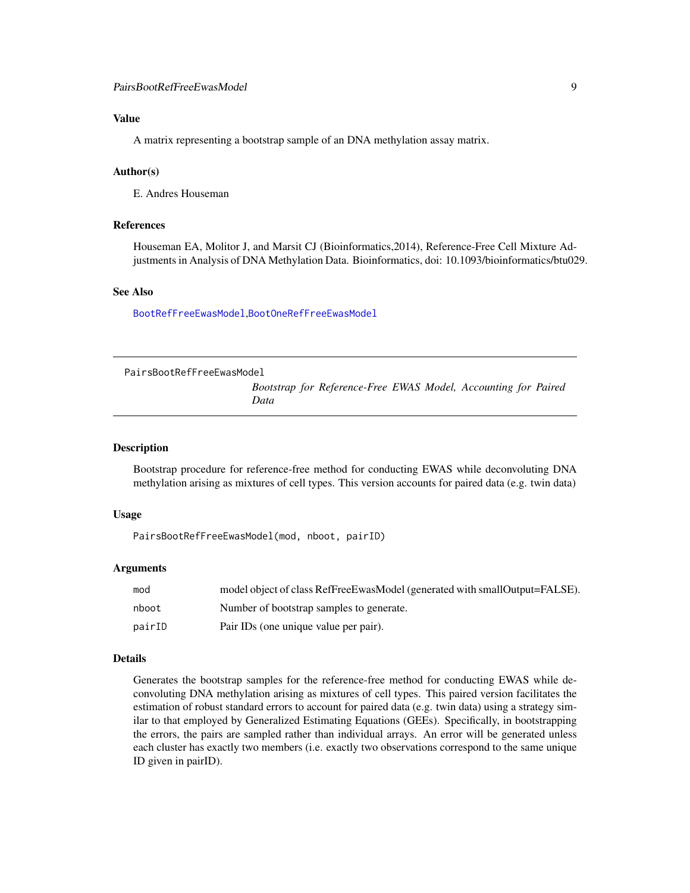### Value

A matrix representing a bootstrap sample of an DNA methylation assay matrix.

### Author(s)

E. Andres Houseman

### References

Houseman EA, Molitor J, and Marsit CJ (Bioinformatics,2014), Reference-Free Cell Mixture Adjustments in Analysis of DNA Methylation Data. Bioinformatics, doi: 10.1093/bioinformatics/btu029.

### See Also

BootRefFreeEwasModel,BootOneRefFreeEwasModel

---

## PairsBootRefFreeEwasModel

*Bootstrap for Reference-Free EWAS Model, Accounting for Paired Data*

---

### Description

Bootstrap procedure for reference-free method for conducting EWAS while deconvoluting DNA methylation arising as mixtures of cell types. This version accounts for paired data (e.g. twin data)

### Usage

```
PairsBootRefFreeEwasModel(mod, nboot, pairID)
```

### Arguments

| | |
|---|---|
| mod | model object of class RefFreeEwasModel (generated with smallOutput=FALSE). |
| nboot | Number of bootstrap samples to generate. |
| pairID | Pair IDs (one unique value per pair). |

### Details

Generates the bootstrap samples for the reference-free method for conducting EWAS while deconvoluting DNA methylation arising as mixtures of cell types. This paired version facilitates the estimation of robust standard errors to account for paired data (e.g. twin data) using a strategy similar to that employed by Generalized Estimating Equations (GEEs). Specifically, in bootstrapping the errors, the pairs are sampled rather than individual arrays. An error will be generated unless each cluster has exactly two members (i.e. exactly two observations correspond to the same unique ID given in pairID).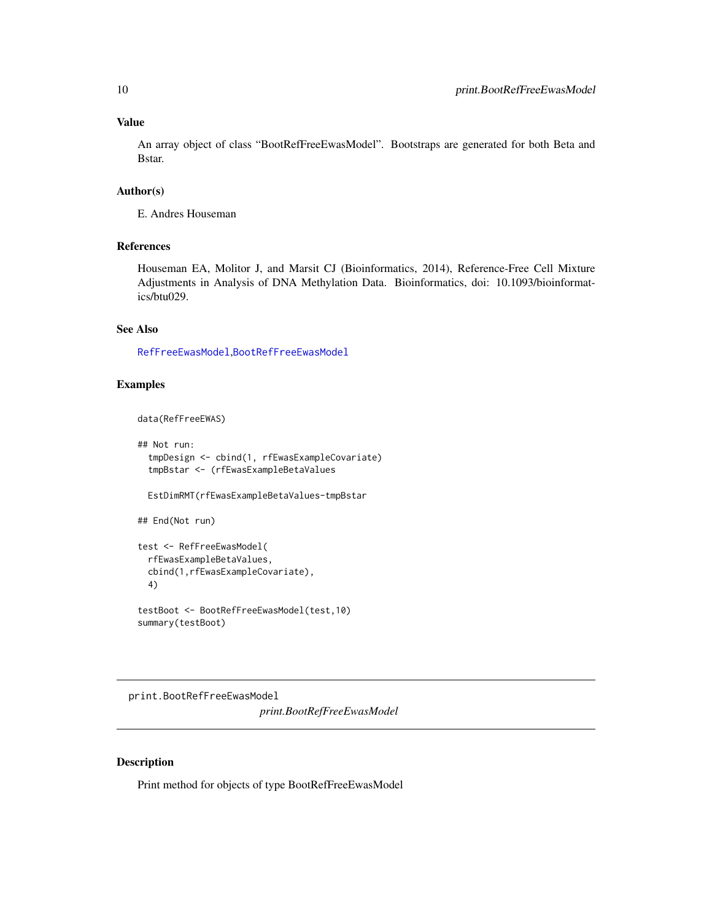### Value

An array object of class "BootRefFreeEwasModel". Bootstraps are generated for both Beta and Bstar.

### Author(s)

E. Andres Houseman

### References

Houseman EA, Molitor J, and Marsit CJ (Bioinformatics, 2014), Reference-Free Cell Mixture Adjustments in Analysis of DNA Methylation Data. Bioinformatics, doi: 10.1093/bioinformatics/btu029.

### See Also

RefFreeEwasModel,BootRefFreeEwasModel

### Examples

```
data(RefFreeEWAS)

## Not run:
  tmpDesign <- cbind(1, rfEwasExampleCovariate)
  tmpBstar <- (rfEwasExampleBetaValues

  EstDimRMT(rfEwasExampleBetaValues-tmpBstar

## End(Not run)

test <- RefFreeEwasModel(
  rfEwasExampleBetaValues,
  cbind(1,rfEwasExampleCovariate),
  4)

testBoot <- BootRefFreeEwasModel(test,10)
summary(testBoot)
```

---

## print.BootRefFreeEwasModel

*print.BootRefFreeEwasModel*

### Description

Print method for objects of type BootRefFreeEwasModel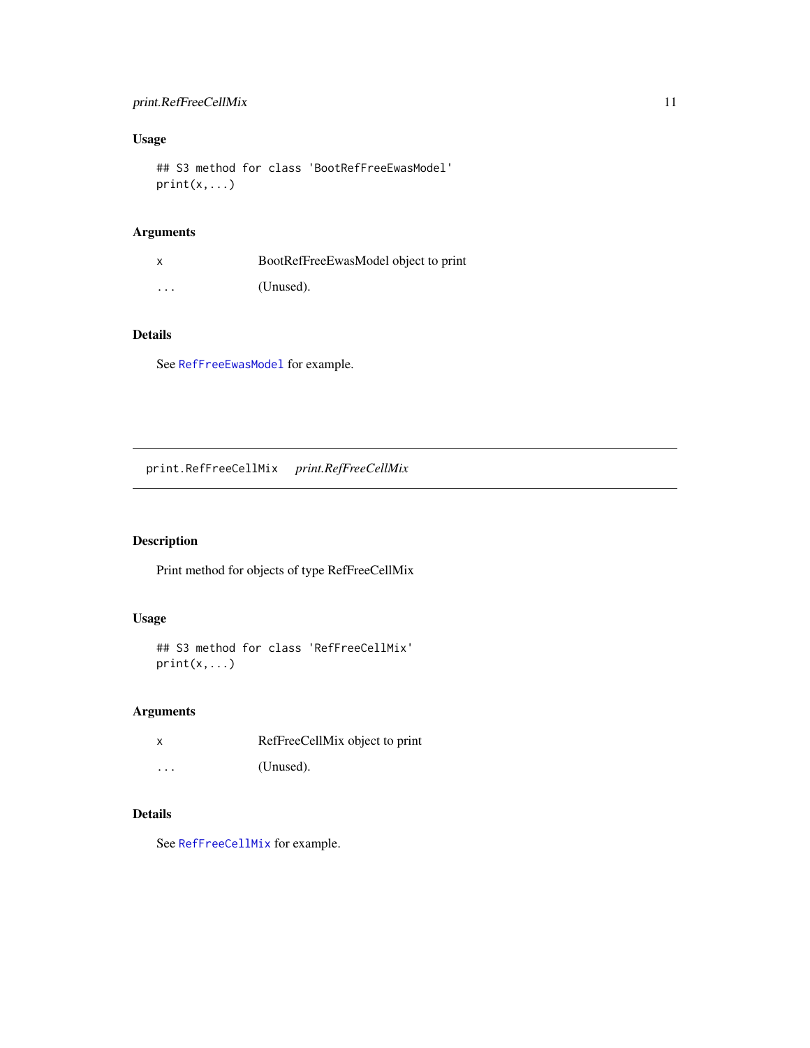### Usage

```
## S3 method for class 'BootRefFreeEwasModel'
print(x,...)
```

### Arguments

| | |
|---|---|
| x | BootRefFreeEwasModel object to print |
| ... | (Unused). |

### Details

See `RefFreeEwasModel` for example.

---

## print.RefFreeCellMix    *print.RefFreeCellMix*

---

### Description

Print method for objects of type RefFreeCellMix

### Usage

```
## S3 method for class 'RefFreeCellMix'
print(x,...)
```

### Arguments

| | |
|---|---|
| x | RefFreeCellMix object to print |
| ... | (Unused). |

### Details

See `RefFreeCellMix` for example.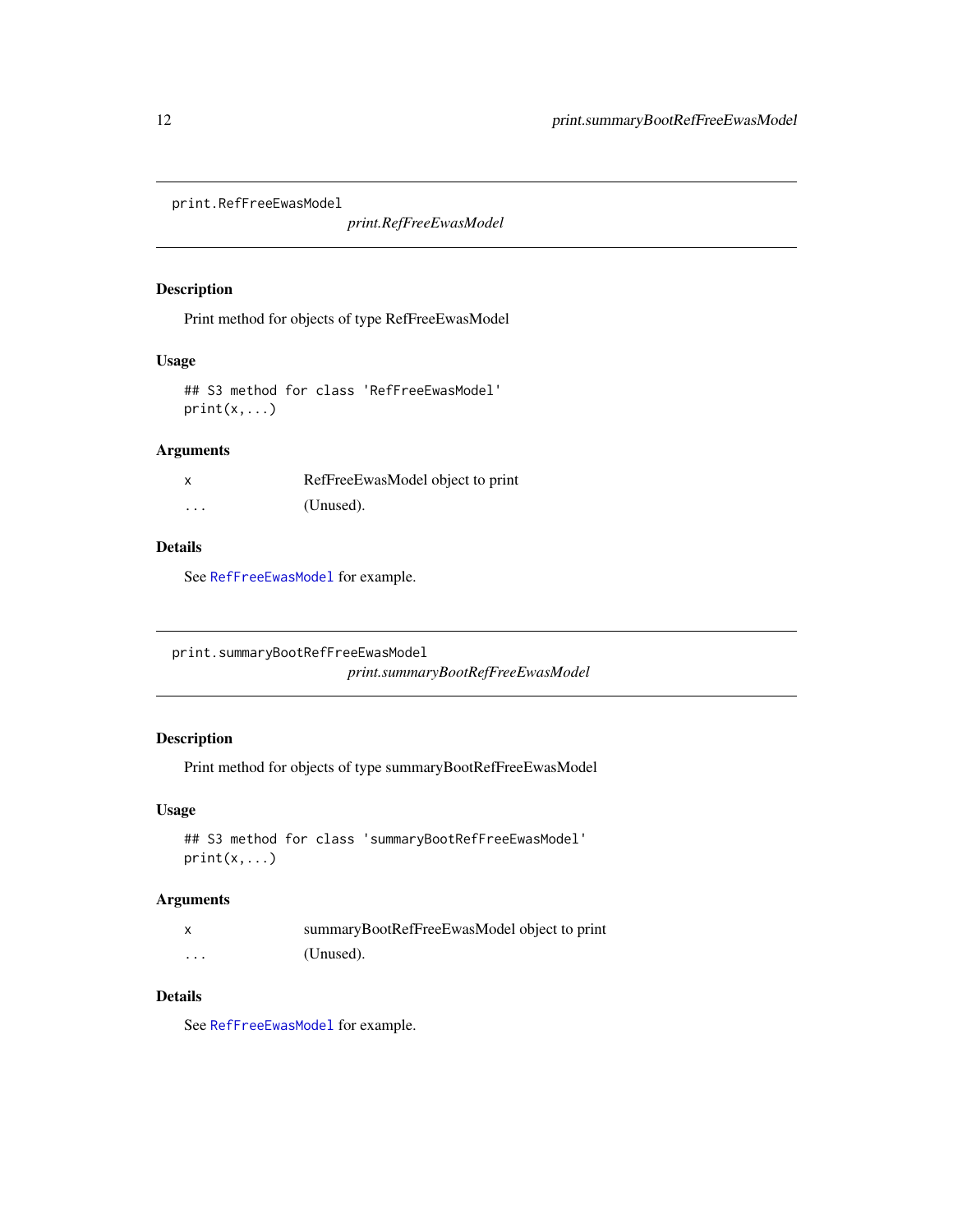## print.RefFreeEwasModel

*print.RefFreeEwasModel*

### Description

Print method for objects of type RefFreeEwasModel

### Usage

```
## S3 method for class 'RefFreeEwasModel'
print(x,...)
```

### Arguments

| | |
|---|---|
| x | RefFreeEwasModel object to print |
| ... | (Unused). |

### Details

See `RefFreeEwasModel` for example.

## print.summaryBootRefFreeEwasModel

*print.summaryBootRefFreeEwasModel*

### Description

Print method for objects of type summaryBootRefFreeEwasModel

### Usage

```
## S3 method for class 'summaryBootRefFreeEwasModel'
print(x,...)
```

### Arguments

| | |
|---|---|
| x | summaryBootRefFreeEwasModel object to print |
| ... | (Unused). |

### Details

See `RefFreeEwasModel` for example.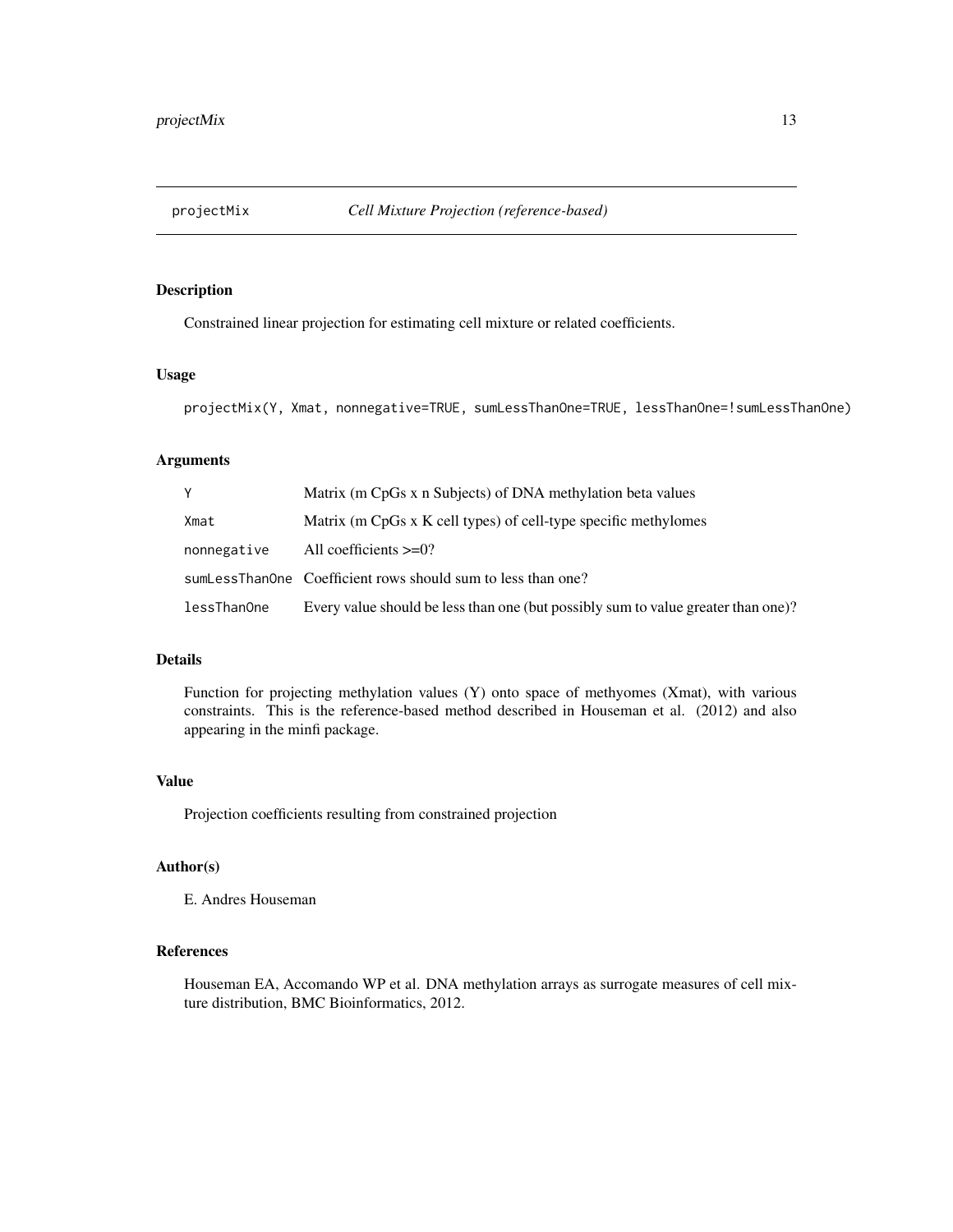## projectMix *Cell Mixture Projection (reference-based)*

### Description

Constrained linear projection for estimating cell mixture or related coefficients.

### Usage

```
projectMix(Y, Xmat, nonnegative=TRUE, sumLessThanOne=TRUE, lessThanOne=!sumLessThanOne)
```

### Arguments

| | |
|---|---|
| Y | Matrix (m CpGs x n Subjects) of DNA methylation beta values |
| Xmat | Matrix (m CpGs x K cell types) of cell-type specific methylomes |
| nonnegative | All coefficients >=0? |
| sumLessThanOne | Coefficient rows should sum to less than one? |
| lessThanOne | Every value should be less than one (but possibly sum to value greater than one)? |

### Details

Function for projecting methylation values (Y) onto space of methyomes (Xmat), with various constraints. This is the reference-based method described in Houseman et al. (2012) and also appearing in the minfi package.

### Value

Projection coefficients resulting from constrained projection

### Author(s)

E. Andres Houseman

### References

Houseman EA, Accomando WP et al. DNA methylation arrays as surrogate measures of cell mixture distribution, BMC Bioinformatics, 2012.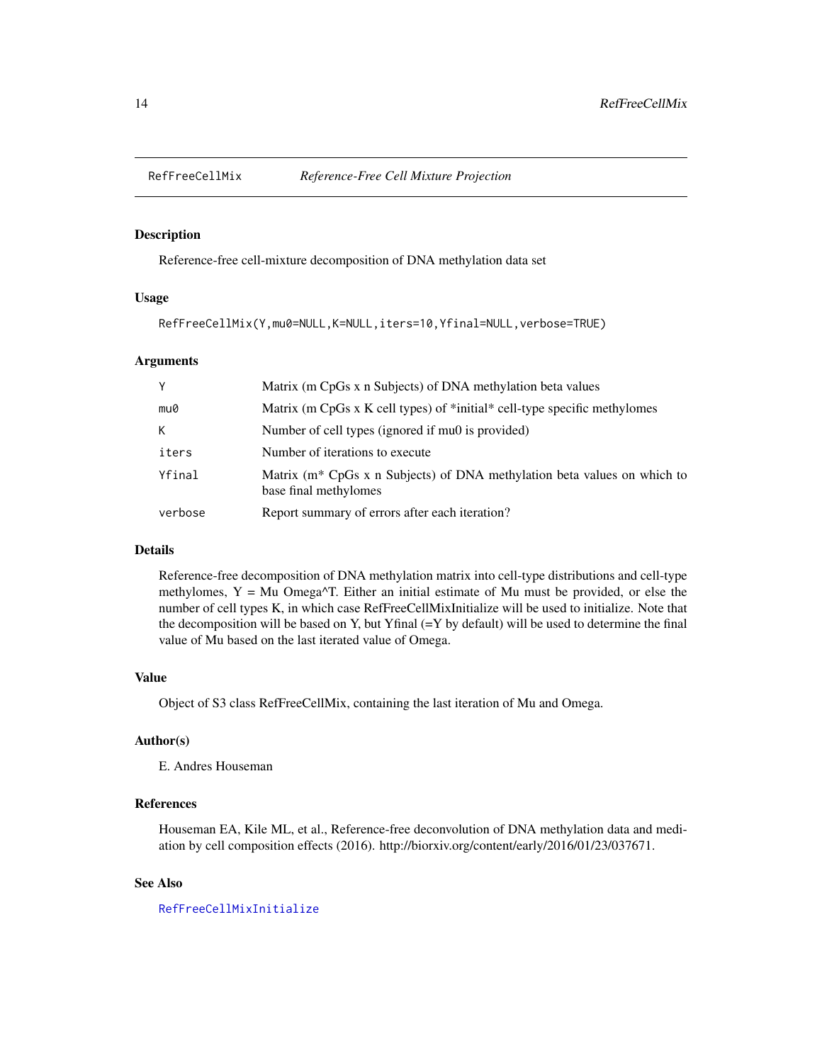RefFreeCellMix *Reference-Free Cell Mixture Projection*

## Description

Reference-free cell-mixture decomposition of DNA methylation data set

## Usage

```
RefFreeCellMix(Y,mu0=NULL,K=NULL,iters=10,Yfinal=NULL,verbose=TRUE)
```

## Arguments

| | |
|---|---|
| Y | Matrix (m CpGs x n Subjects) of DNA methylation beta values |
| mu0 | Matrix (m CpGs x K cell types) of *initial* cell-type specific methylomes |
| K | Number of cell types (ignored if mu0 is provided) |
| iters | Number of iterations to execute |
| Yfinal | Matrix (m* CpGs x n Subjects) of DNA methylation beta values on which to base final methylomes |
| verbose | Report summary of errors after each iteration? |

## Details

Reference-free decomposition of DNA methylation matrix into cell-type distributions and cell-type methylomes, Y = Mu Omega^T. Either an initial estimate of Mu must be provided, or else the number of cell types K, in which case RefFreeCellMixInitialize will be used to initialize. Note that the decomposition will be based on Y, but Yfinal (=Y by default) will be used to determine the final value of Mu based on the last iterated value of Omega.

## Value

Object of S3 class RefFreeCellMix, containing the last iteration of Mu and Omega.

## Author(s)

E. Andres Houseman

## References

Houseman EA, Kile ML, et al., Reference-free deconvolution of DNA methylation data and mediation by cell composition effects (2016). http://biorxiv.org/content/early/2016/01/23/037671.

## See Also

RefFreeCellMixInitialize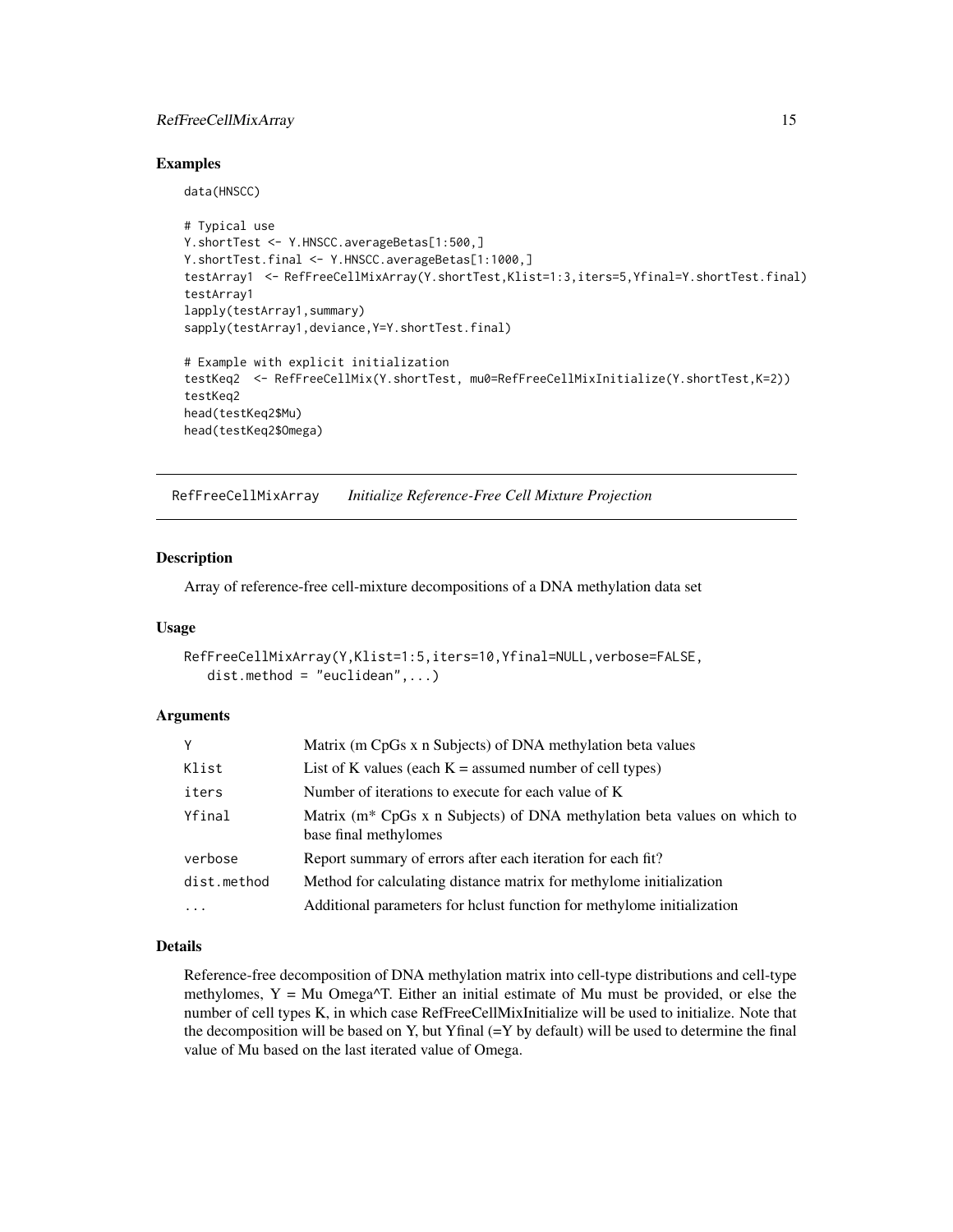## Examples

```
data(HNSCC)

# Typical use
Y.shortTest <- Y.HNSCC.averageBetas[1:500,]
Y.shortTest.final <- Y.HNSCC.averageBetas[1:1000,]
testArray1  <- RefFreeCellMixArray(Y.shortTest,Klist=1:3,iters=5,Yfinal=Y.shortTest.final)
testArray1
lapply(testArray1,summary)
sapply(testArray1,deviance,Y=Y.shortTest.final)

# Example with explicit initialization
testKeq2  <- RefFreeCellMix(Y.shortTest, mu0=RefFreeCellMixInitialize(Y.shortTest,K=2))
testKeq2
head(testKeq2$Mu)
head(testKeq2$Omega)
```

---

# RefFreeCellMixArray *Initialize Reference-Free Cell Mixture Projection*

---

## Description

Array of reference-free cell-mixture decompositions of a DNA methylation data set

## Usage

```
RefFreeCellMixArray(Y,Klist=1:5,iters=10,Yfinal=NULL,verbose=FALSE,
   dist.method = "euclidean",...)
```

## Arguments

| | |
|---|---|
| `Y` | Matrix (m CpGs x n Subjects) of DNA methylation beta values |
| `Klist` | List of K values (each K = assumed number of cell types) |
| `iters` | Number of iterations to execute for each value of K |
| `Yfinal` | Matrix (m* CpGs x n Subjects) of DNA methylation beta values on which to base final methylomes |
| `verbose` | Report summary of errors after each iteration for each fit? |
| `dist.method` | Method for calculating distance matrix for methylome initialization |
| `...` | Additional parameters for hclust function for methylome initialization |

## Details

Reference-free decomposition of DNA methylation matrix into cell-type distributions and cell-type methylomes, Y = Mu Omega^T. Either an initial estimate of Mu must be provided, or else the number of cell types K, in which case RefFreeCellMixInitialize will be used to initialize. Note that the decomposition will be based on Y, but Yfinal (=Y by default) will be used to determine the final value of Mu based on the last iterated value of Omega.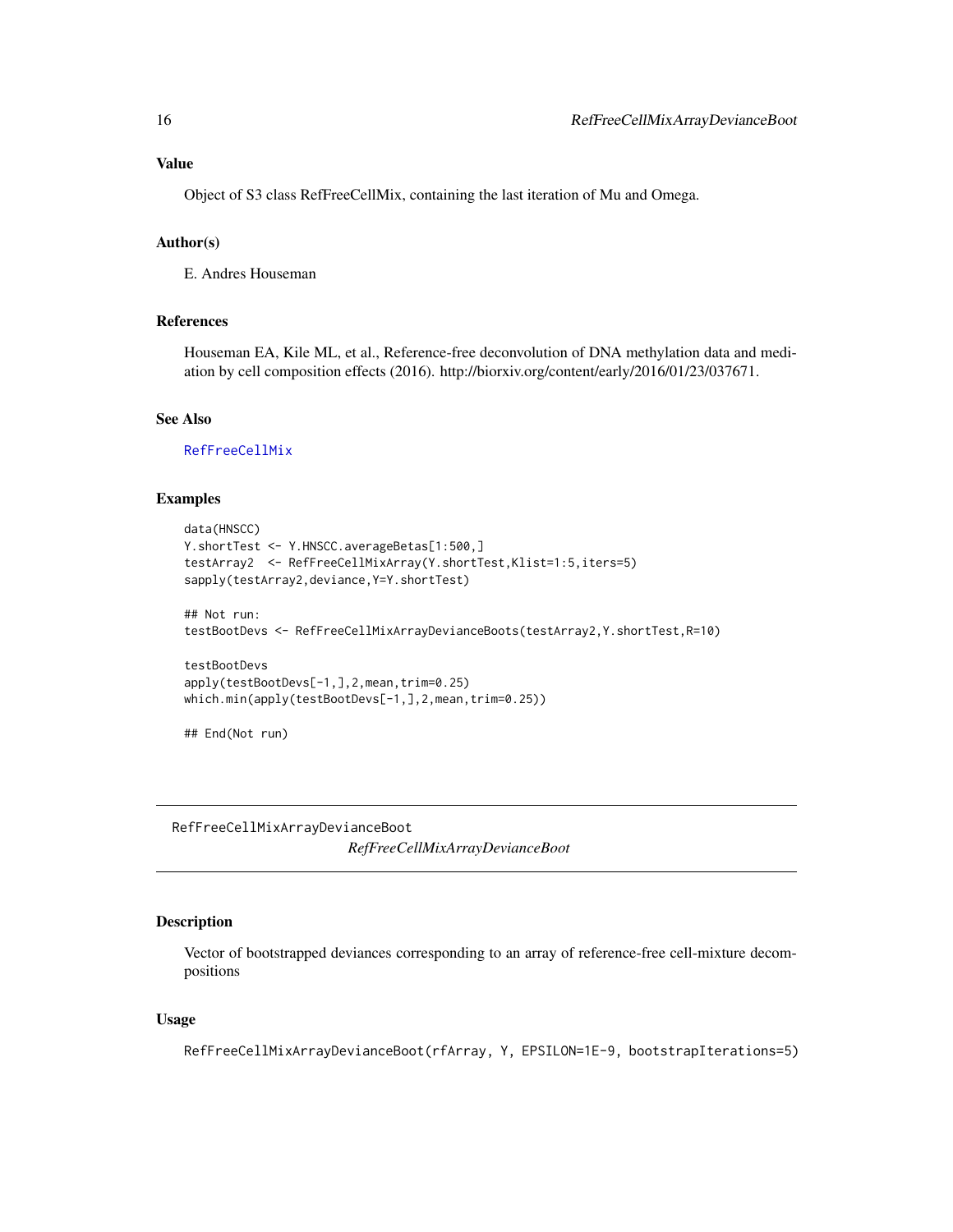### Value

Object of S3 class RefFreeCellMix, containing the last iteration of Mu and Omega.

### Author(s)

E. Andres Houseman

### References

Houseman EA, Kile ML, et al., Reference-free deconvolution of DNA methylation data and mediation by cell composition effects (2016). http://biorxiv.org/content/early/2016/01/23/037671.

### See Also

RefFreeCellMix

### Examples

```
data(HNSCC)
Y.shortTest <- Y.HNSCC.averageBetas[1:500,]
testArray2  <- RefFreeCellMixArray(Y.shortTest,Klist=1:5,iters=5)
sapply(testArray2,deviance,Y=Y.shortTest)

## Not run:
testBootDevs <- RefFreeCellMixArrayDevianceBoots(testArray2,Y.shortTest,R=10)

testBootDevs
apply(testBootDevs[-1,],2,mean,trim=0.25)
which.min(apply(testBootDevs[-1,],2,mean,trim=0.25))

## End(Not run)
```

---

## RefFreeCellMixArrayDevianceBoot

*RefFreeCellMixArrayDevianceBoot*

---

### Description

Vector of bootstrapped deviances corresponding to an array of reference-free cell-mixture decompositions

### Usage

```
RefFreeCellMixArrayDevianceBoot(rfArray, Y, EPSILON=1E-9, bootstrapIterations=5)
```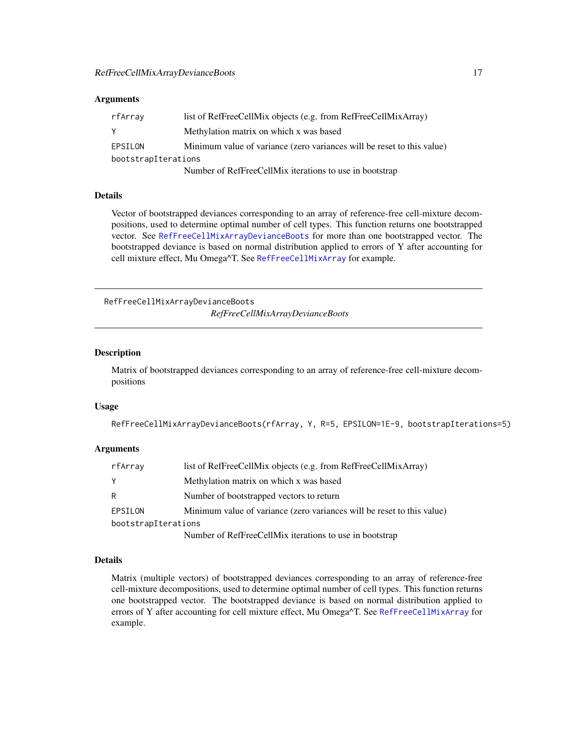### Arguments

| | |
|---|---|
| rfArray | list of RefFreeCellMix objects (e.g. from RefFreeCellMixArray) |
| Y | Methylation matrix on which x was based |
| EPSILON | Minimum value of variance (zero variances will be reset to this value) |
| bootstrapIterations | Number of RefFreeCellMix iterations to use in bootstrap |

### Details

Vector of bootstrapped deviances corresponding to an array of reference-free cell-mixture decompositions, used to determine optimal number of cell types. This function returns one bootstrapped vector. See RefFreeCellMixArrayDevianceBoots for more than one bootstrapped vector. The bootstrapped deviance is based on normal distribution applied to errors of Y after accounting for cell mixture effect, Mu Omega^T. See RefFreeCellMixArray for example.

---

## RefFreeCellMixArrayDevianceBoots

*RefFreeCellMixArrayDevianceBoots*

### Description

Matrix of bootstrapped deviances corresponding to an array of reference-free cell-mixture decompositions

### Usage

```
RefFreeCellMixArrayDevianceBoots(rfArray, Y, R=5, EPSILON=1E-9, bootstrapIterations=5)
```

### Arguments

| | |
|---|---|
| rfArray | list of RefFreeCellMix objects (e.g. from RefFreeCellMixArray) |
| Y | Methylation matrix on which x was based |
| R | Number of bootstrapped vectors to return |
| EPSILON | Minimum value of variance (zero variances will be reset to this value) |
| bootstrapIterations | Number of RefFreeCellMix iterations to use in bootstrap |

### Details

Matrix (multiple vectors) of bootstrapped deviances corresponding to an array of reference-free cell-mixture decompositions, used to determine optimal number of cell types. This function returns one bootstrapped vector. The bootstrapped deviance is based on normal distribution applied to errors of Y after accounting for cell mixture effect, Mu Omega^T. See RefFreeCellMixArray for example.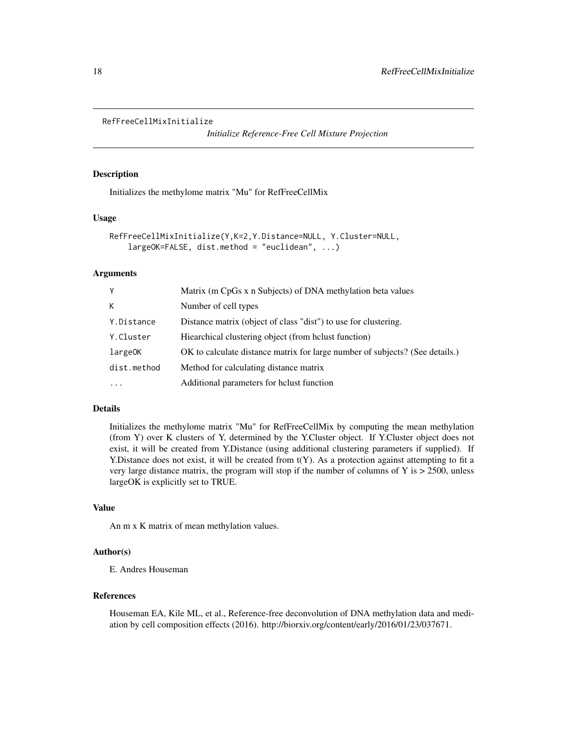```
RefFreeCellMixInitialize
```

*Initialize Reference-Free Cell Mixture Projection*

### Description

Initializes the methylome matrix "Mu" for RefFreeCellMix

### Usage

```
RefFreeCellMixInitialize(Y,K=2,Y.Distance=NULL, Y.Cluster=NULL,
    largeOK=FALSE, dist.method = "euclidean", ...)
```

### Arguments

| | |
|---|---|
| `Y` | Matrix (m CpGs x n Subjects) of DNA methylation beta values |
| `K` | Number of cell types |
| `Y.Distance` | Distance matrix (object of class "dist") to use for clustering. |
| `Y.Cluster` | Hiearchical clustering object (from hclust function) |
| `largeOK` | OK to calculate distance matrix for large number of subjects? (See details.) |
| `dist.method` | Method for calculating distance matrix |
| `...` | Additional parameters for hclust function |

### Details

Initializes the methylome matrix "Mu" for RefFreeCellMix by computing the mean methylation (from Y) over K clusters of Y, determined by the Y.Cluster object. If Y.Cluster object does not exist, it will be created from Y.Distance (using additional clustering parameters if supplied). If Y.Distance does not exist, it will be created from t(Y). As a protection against attempting to fit a very large distance matrix, the program will stop if the number of columns of Y is > 2500, unless largeOK is explicitly set to TRUE.

### Value

An m x K matrix of mean methylation values.

### Author(s)

E. Andres Houseman

### References

Houseman EA, Kile ML, et al., Reference-free deconvolution of DNA methylation data and mediation by cell composition effects (2016). http://biorxiv.org/content/early/2016/01/23/037671.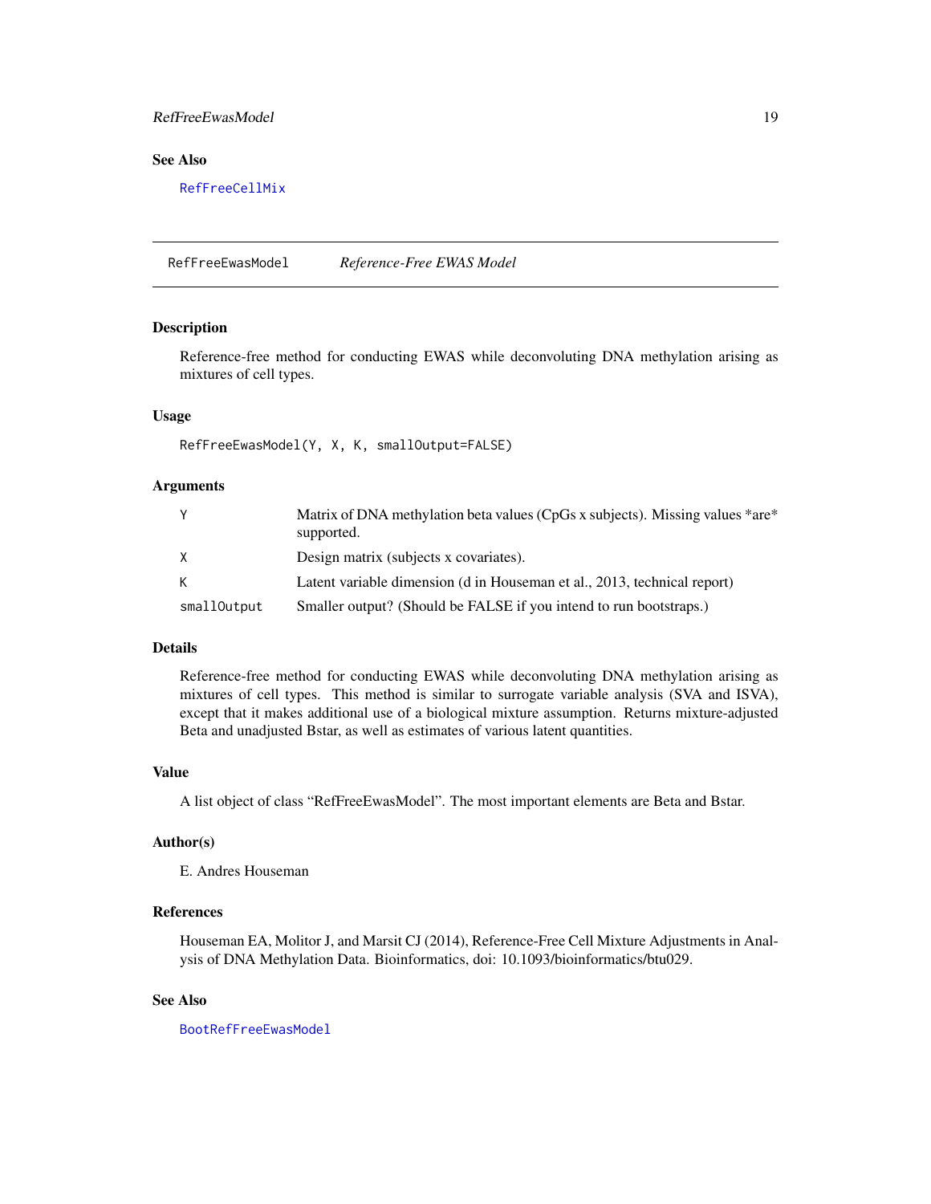### See Also

RefFreeCellMix

---

## RefFreeEwasModel *Reference-Free EWAS Model*

---

### Description

Reference-free method for conducting EWAS while deconvoluting DNA methylation arising as mixtures of cell types.

### Usage

```
RefFreeEwasModel(Y, X, K, smallOutput=FALSE)
```

### Arguments

| | |
|---|---|
| Y | Matrix of DNA methylation beta values (CpGs x subjects). Missing values *are* supported. |
| X | Design matrix (subjects x covariates). |
| K | Latent variable dimension (d in Houseman et al., 2013, technical report) |
| smallOutput | Smaller output? (Should be FALSE if you intend to run bootstraps.) |

### Details

Reference-free method for conducting EWAS while deconvoluting DNA methylation arising as mixtures of cell types. This method is similar to surrogate variable analysis (SVA and ISVA), except that it makes additional use of a biological mixture assumption. Returns mixture-adjusted Beta and unadjusted Bstar, as well as estimates of various latent quantities.

### Value

A list object of class "RefFreeEwasModel". The most important elements are Beta and Bstar.

### Author(s)

E. Andres Houseman

### References

Houseman EA, Molitor J, and Marsit CJ (2014), Reference-Free Cell Mixture Adjustments in Analysis of DNA Methylation Data. Bioinformatics, doi: 10.1093/bioinformatics/btu029.

### See Also

BootRefFreeEwasModel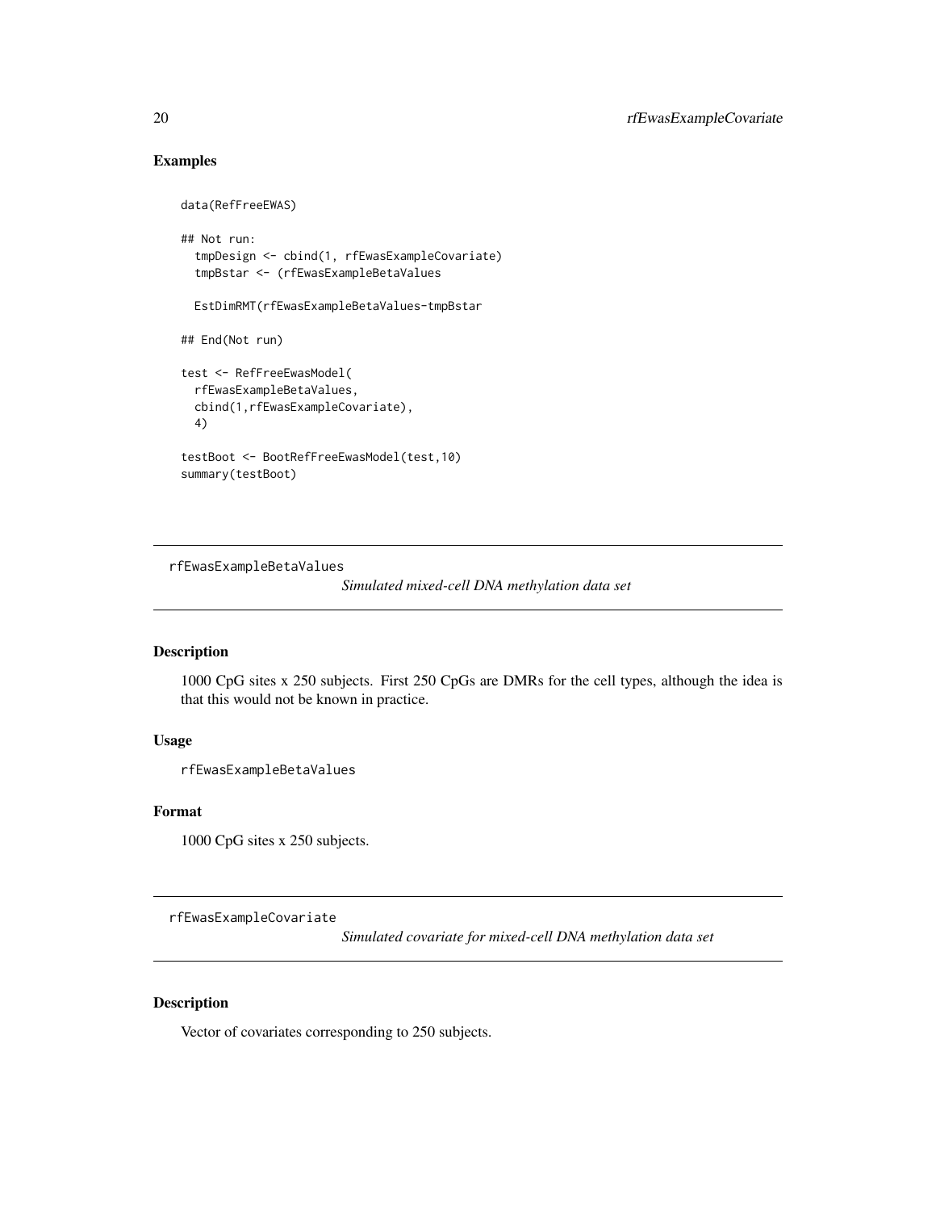## Examples

```
data(RefFreeEWAS)

## Not run:
  tmpDesign <- cbind(1, rfEwasExampleCovariate)
  tmpBstar <- (rfEwasExampleBetaValues

  EstDimRMT(rfEwasExampleBetaValues-tmpBstar

## End(Not run)

test <- RefFreeEwasModel(
  rfEwasExampleBetaValues,
  cbind(1,rfEwasExampleCovariate),
  4)

testBoot <- BootRefFreeEwasModel(test,10)
summary(testBoot)
```

---

`rfEwasExampleBetaValues` *Simulated mixed-cell DNA methylation data set*

---

## Description

1000 CpG sites x 250 subjects. First 250 CpGs are DMRs for the cell types, although the idea is that this would not be known in practice.

## Usage

```
rfEwasExampleBetaValues
```

## Format

1000 CpG sites x 250 subjects.

---

`rfEwasExampleCovariate` *Simulated covariate for mixed-cell DNA methylation data set*

---

## Description

Vector of covariates corresponding to 250 subjects.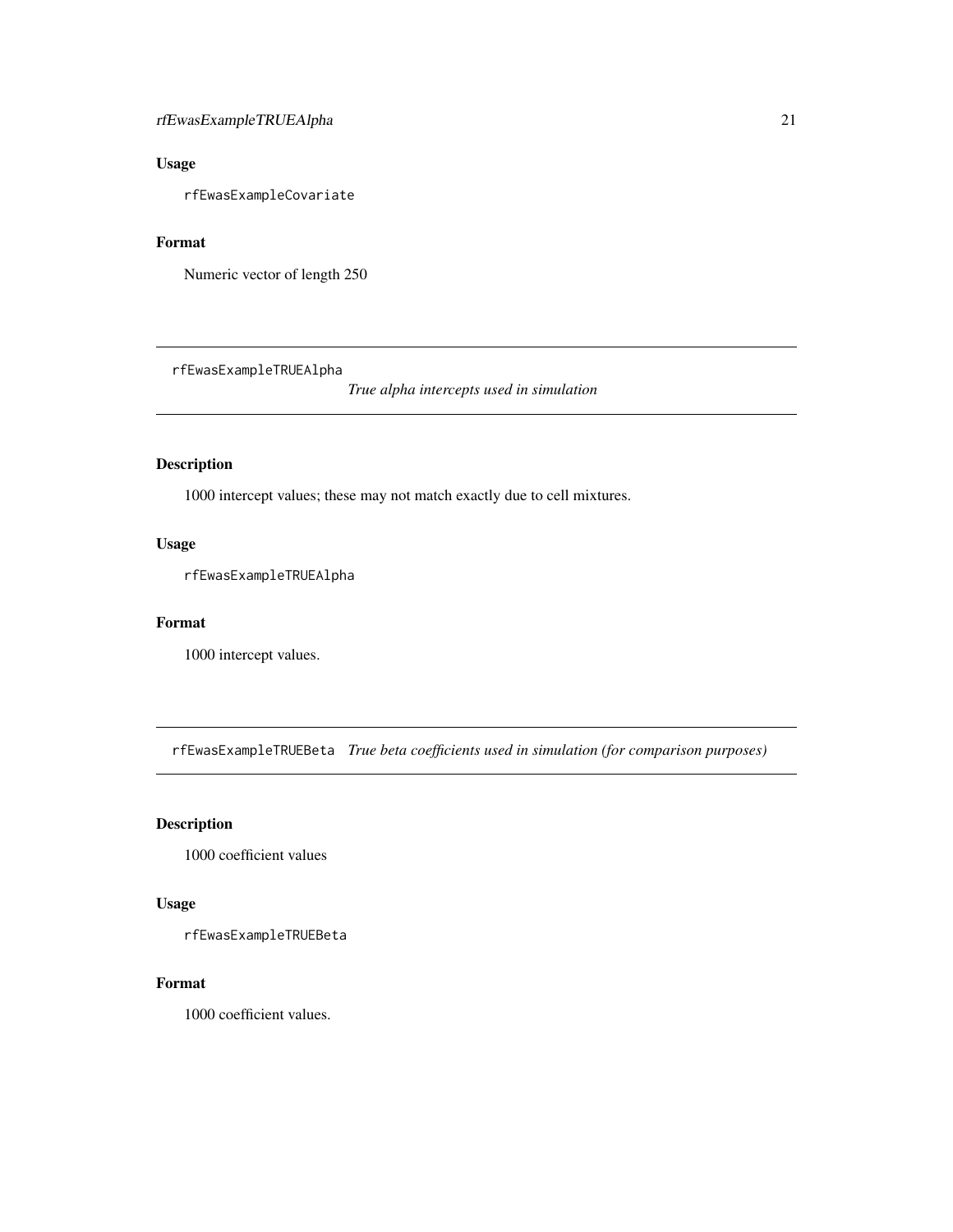## Usage

```
rfEwasExampleCovariate
```

## Format

Numeric vector of length 250

---

# rfEwasExampleTRUEAlpha

*True alpha intercepts used in simulation*

## Description

1000 intercept values; these may not match exactly due to cell mixtures.

## Usage

```
rfEwasExampleTRUEAlpha
```

## Format

1000 intercept values.

---

# rfEwasExampleTRUEBeta

*True beta coefficients used in simulation (for comparison purposes)*

## Description

1000 coefficient values

## Usage

```
rfEwasExampleTRUEBeta
```

## Format

1000 coefficient values.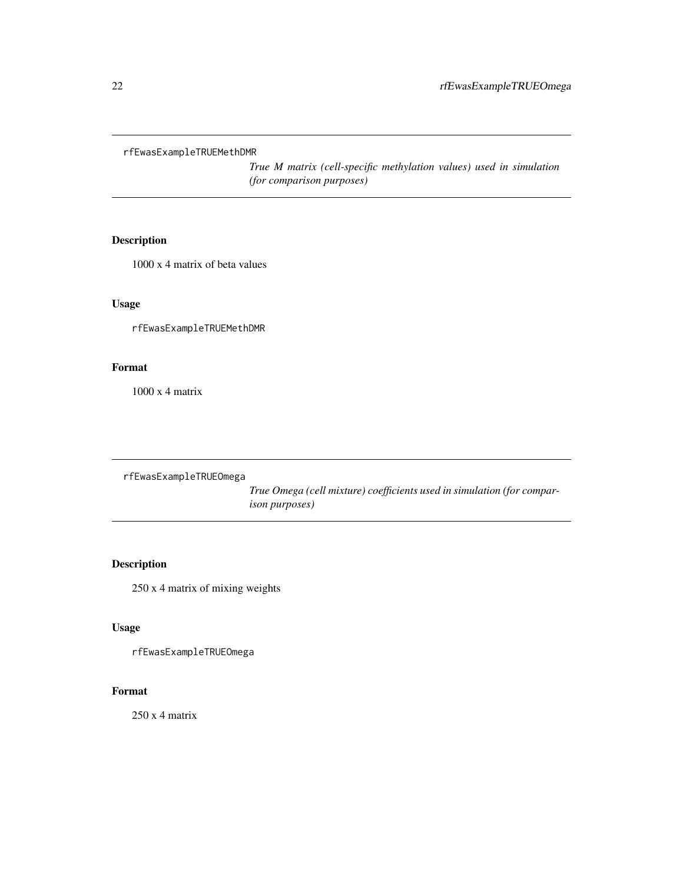## rfEwasExampleTRUEMethDMR

*True M matrix (cell-specific methylation values) used in simulation (for comparison purposes)*

### Description

1000 x 4 matrix of beta values

### Usage

```
rfEwasExampleTRUEMethDMR
```

### Format

1000 x 4 matrix

## rfEwasExampleTRUEOmega

*True Omega (cell mixture) coefficients used in simulation (for comparison purposes)*

### Description

250 x 4 matrix of mixing weights

### Usage

```
rfEwasExampleTRUEOmega
```

### Format

250 x 4 matrix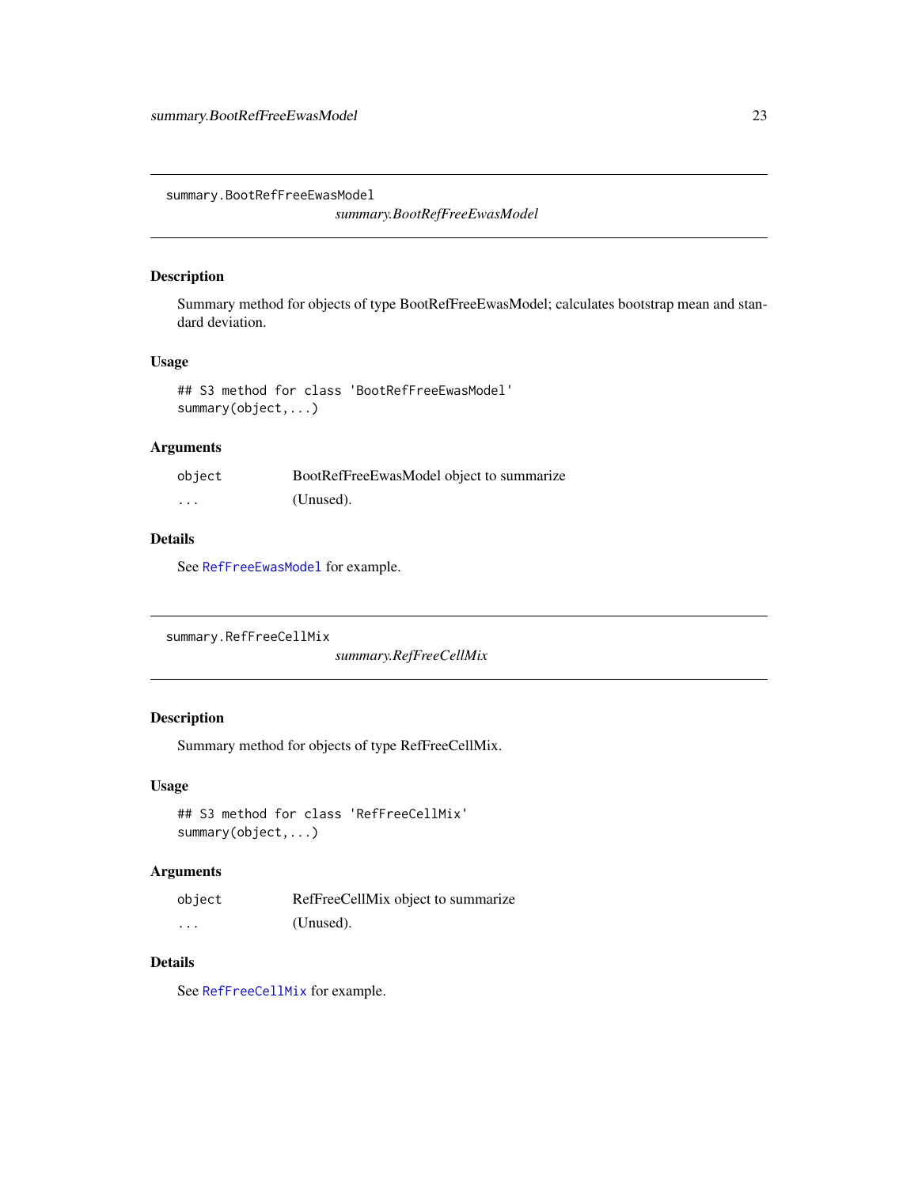## summary.BootRefFreeEwasModel

*summary.BootRefFreeEwasModel*

### Description

Summary method for objects of type BootRefFreeEwasModel; calculates bootstrap mean and standard deviation.

### Usage

```
## S3 method for class 'BootRefFreeEwasModel'
summary(object,...)
```

### Arguments

| | |
|---|---|
| `object` | BootRefFreeEwasModel object to summarize |
| `...` | (Unused). |

### Details

See `RefFreeEwasModel` for example.

## summary.RefFreeCellMix

*summary.RefFreeCellMix*

### Description

Summary method for objects of type RefFreeCellMix.

### Usage

```
## S3 method for class 'RefFreeCellMix'
summary(object,...)
```

### Arguments

| | |
|---|---|
| `object` | RefFreeCellMix object to summarize |
| `...` | (Unused). |

### Details

See `RefFreeCellMix` for example.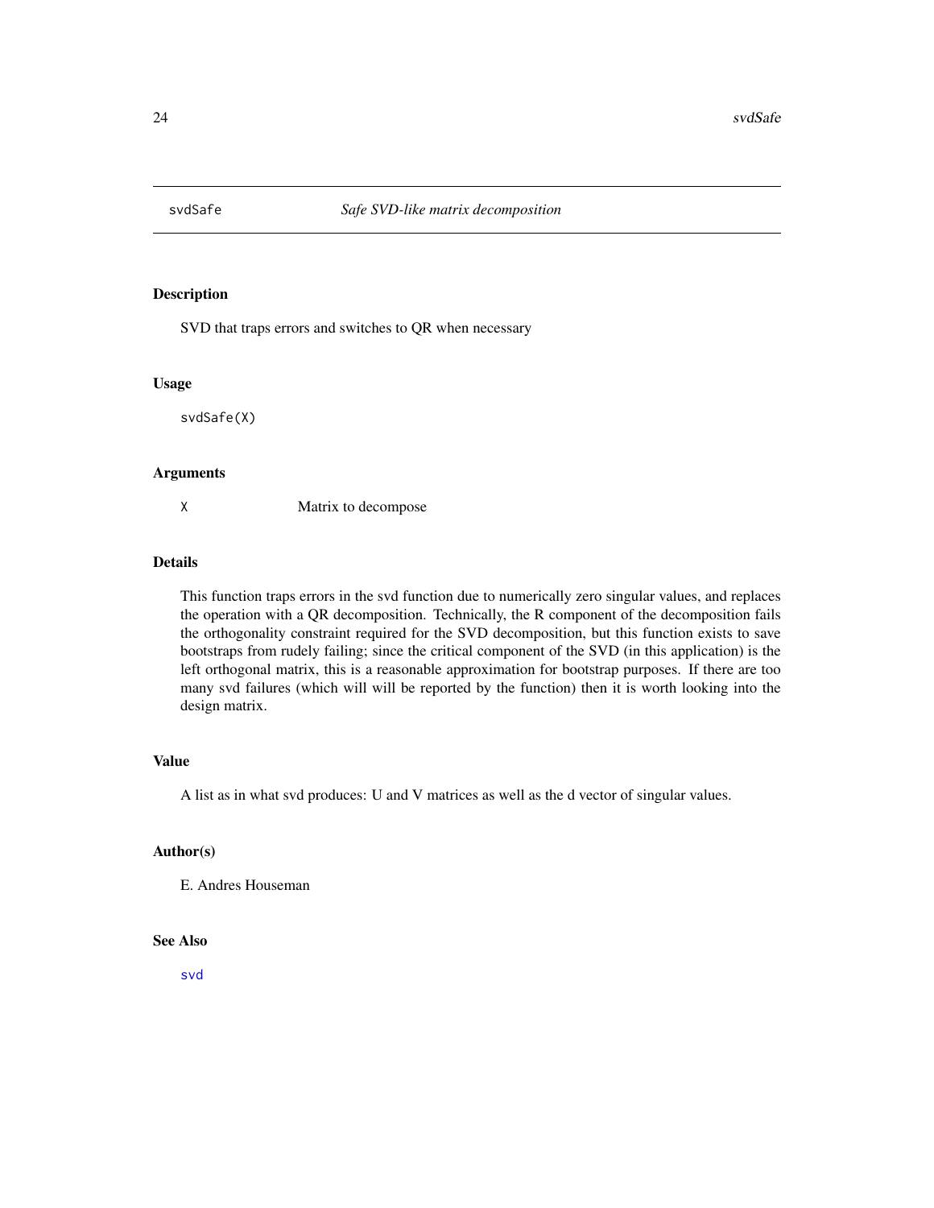# svdSafe — *Safe SVD-like matrix decomposition*

## Description

SVD that traps errors and switches to QR when necessary

## Usage

```
svdSafe(X)
```

## Arguments

| | |
|---|---|
| X | Matrix to decompose |

## Details

This function traps errors in the svd function due to numerically zero singular values, and replaces the operation with a QR decomposition. Technically, the R component of the decomposition fails the orthogonality constraint required for the SVD decomposition, but this function exists to save bootstraps from rudely failing; since the critical component of the SVD (in this application) is the left orthogonal matrix, this is a reasonable approximation for bootstrap purposes. If there are too many svd failures (which will will be reported by the function) then it is worth looking into the design matrix.

## Value

A list as in what svd produces: U and V matrices as well as the d vector of singular values.

## Author(s)

E. Andres Houseman

## See Also

svd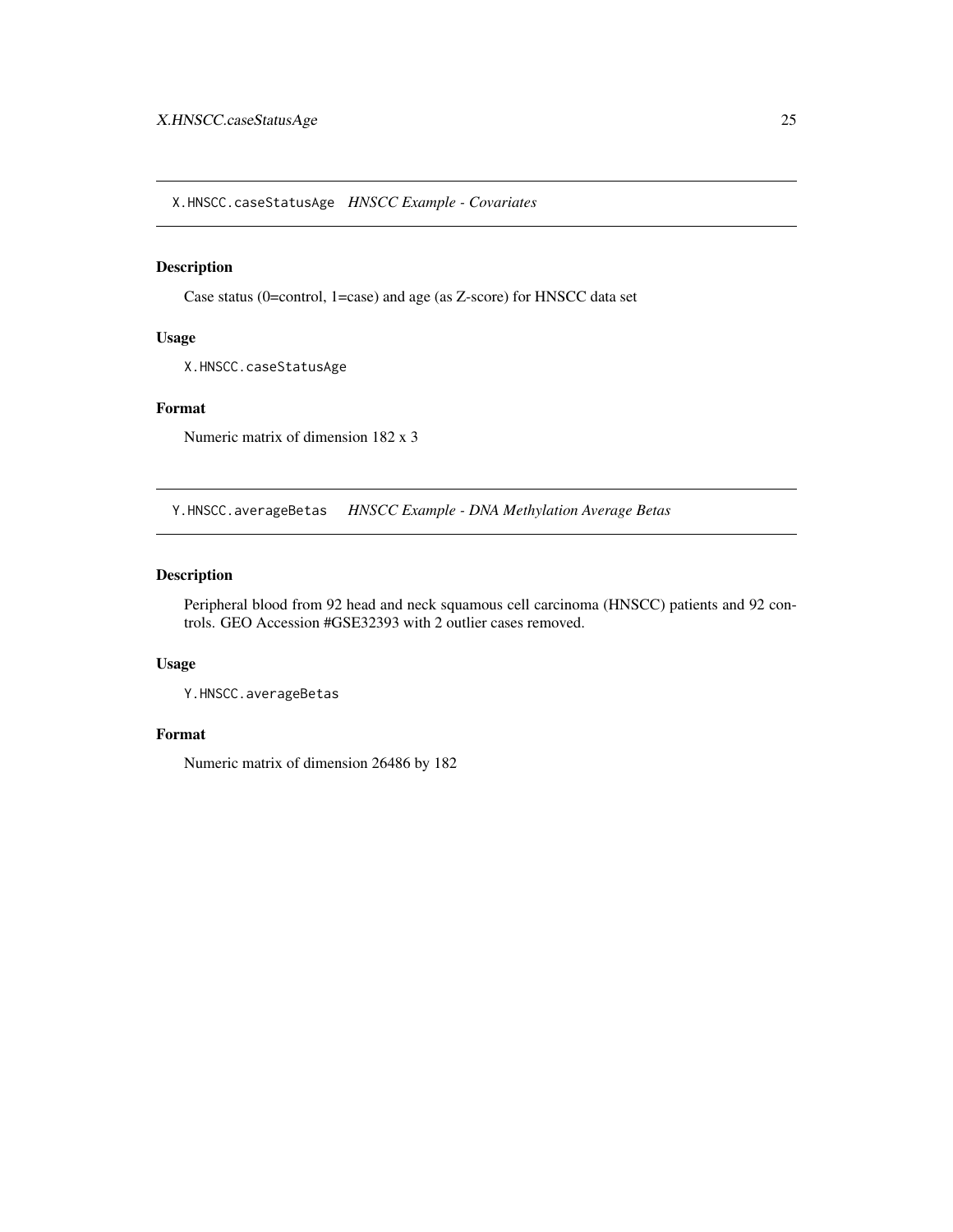## X.HNSCC.caseStatusAge *HNSCC Example - Covariates*

### Description

Case status (0=control, 1=case) and age (as Z-score) for HNSCC data set

### Usage

```
X.HNSCC.caseStatusAge
```

### Format

Numeric matrix of dimension 182 x 3

## Y.HNSCC.averageBetas *HNSCC Example - DNA Methylation Average Betas*

### Description

Peripheral blood from 92 head and neck squamous cell carcinoma (HNSCC) patients and 92 controls. GEO Accession #GSE32393 with 2 outlier cases removed.

### Usage

```
Y.HNSCC.averageBetas
```

### Format

Numeric matrix of dimension 26486 by 182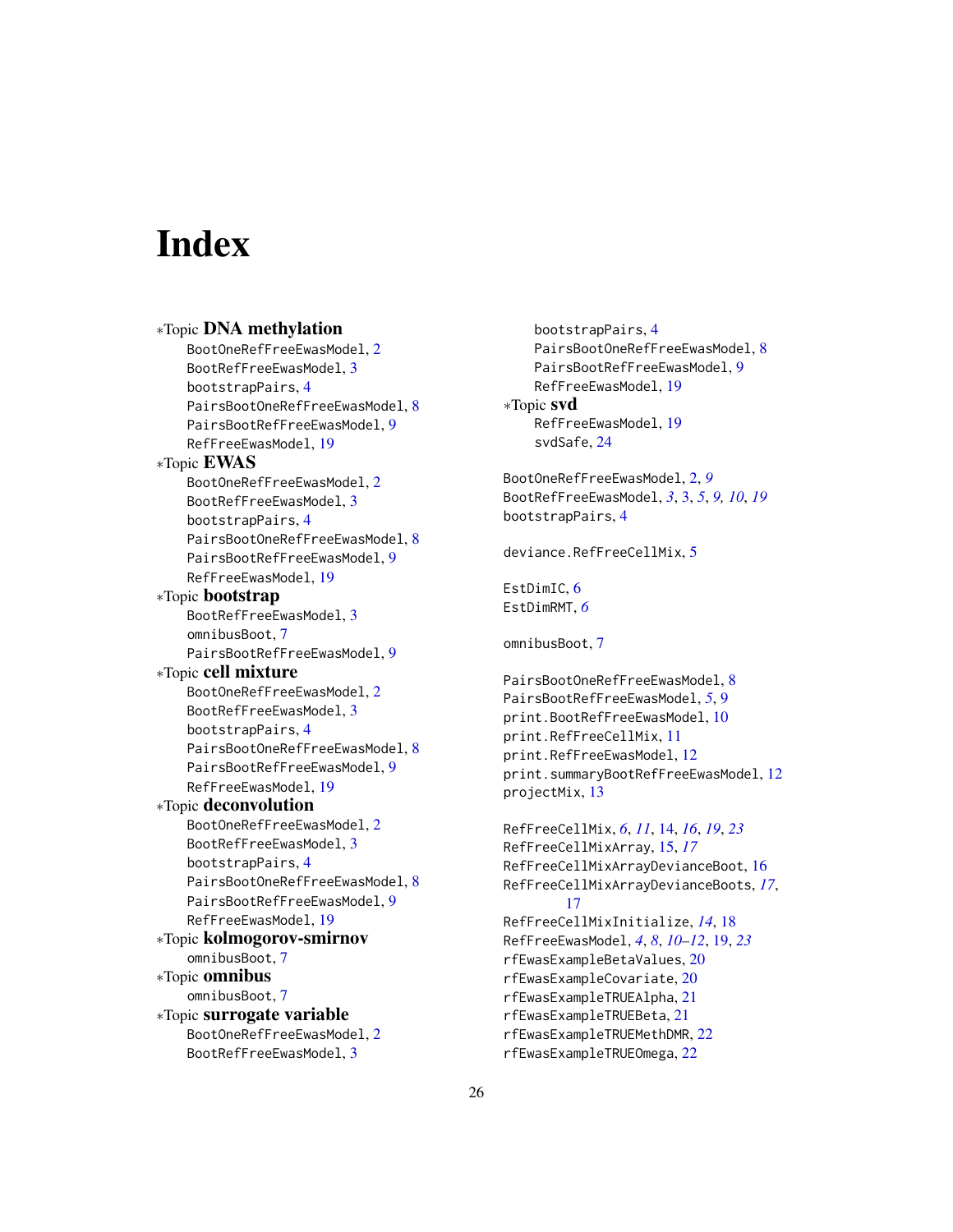# Index

*Topic **DNA methylation**
- BootOneRefFreeEwasModel, 2
- BootRefFreeEwasModel, 3
- bootstrapPairs, 4
- PairsBootOneRefFreeEwasModel, 8
- PairsBootRefFreeEwasModel, 9
- RefFreeEwasModel, 19

*Topic **EWAS**
- BootOneRefFreeEwasModel, 2
- BootRefFreeEwasModel, 3
- bootstrapPairs, 4
- PairsBootOneRefFreeEwasModel, 8
- PairsBootRefFreeEwasModel, 9
- RefFreeEwasModel, 19

*Topic **bootstrap**
- BootRefFreeEwasModel, 3
- omnibusBoot, 7
- PairsBootRefFreeEwasModel, 9

*Topic **cell mixture**
- BootOneRefFreeEwasModel, 2
- BootRefFreeEwasModel, 3
- bootstrapPairs, 4
- PairsBootOneRefFreeEwasModel, 8
- PairsBootRefFreeEwasModel, 9
- RefFreeEwasModel, 19

*Topic **deconvolution**
- BootOneRefFreeEwasModel, 2
- BootRefFreeEwasModel, 3
- bootstrapPairs, 4
- PairsBootOneRefFreeEwasModel, 8
- PairsBootRefFreeEwasModel, 9
- RefFreeEwasModel, 19

*Topic **kolmogorov-smirnov**
- omnibusBoot, 7

*Topic **omnibus**
- omnibusBoot, 7

*Topic **surrogate variable**
- BootOneRefFreeEwasModel, 2
- BootRefFreeEwasModel, 3
- bootstrapPairs, 4
- PairsBootOneRefFreeEwasModel, 8
- PairsBootRefFreeEwasModel, 9
- RefFreeEwasModel, 19

*Topic **svd**
- RefFreeEwasModel, 19
- svdSafe, 24

BootOneRefFreeEwasModel, 2, *9*
BootRefFreeEwasModel, *3*, 3, *5*, *9, 10*, *19*
bootstrapPairs, 4

deviance.RefFreeCellMix, 5

EstDimIC, 6
EstDimRMT, *6*

omnibusBoot, 7

PairsBootOneRefFreeEwasModel, 8
PairsBootRefFreeEwasModel, *5*, 9
print.BootRefFreeEwasModel, 10
print.RefFreeCellMix, 11
print.RefFreeEwasModel, 12
print.summaryBootRefFreeEwasModel, 12
projectMix, 13

RefFreeCellMix, *6*, *11*, 14, *16*, *19*, *23*
RefFreeCellMixArray, 15, *17*
RefFreeCellMixArrayDevianceBoot, 16
RefFreeCellMixArrayDevianceBoots, *17*, 17
RefFreeCellMixInitialize, *14*, 18
RefFreeEwasModel, *4*, *8*, *10–12*, 19, *23*
rfEwasExampleBetaValues, 20
rfEwasExampleCovariate, 20
rfEwasExampleTRUEAlpha, 21
rfEwasExampleTRUEBeta, 21
rfEwasExampleTRUEMethDMR, 22
rfEwasExampleTRUEOmega, 22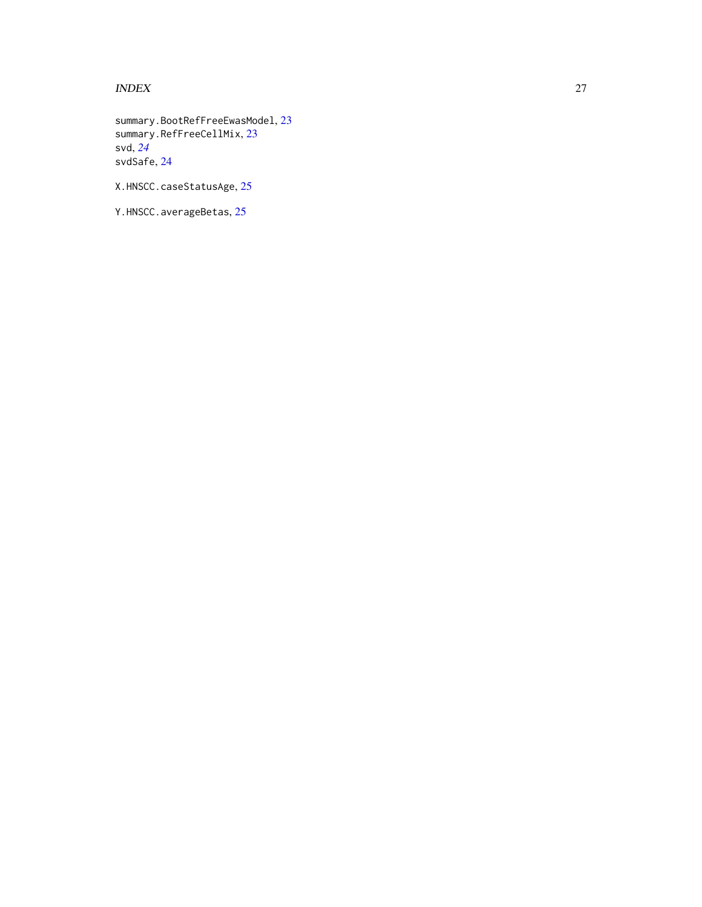summary.BootRefFreeEwasModel, 23
summary.RefFreeCellMix, 23
svd, *24*
svdSafe, 24

X.HNSCC.caseStatusAge, 25

Y.HNSCC.averageBetas, 25